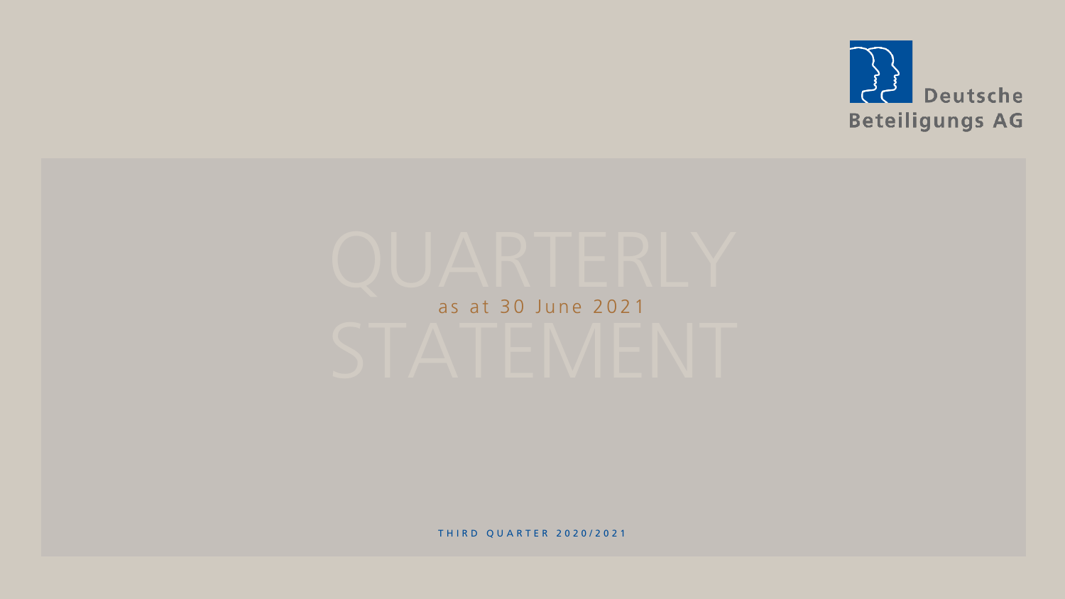Deutsche Beteiligungs AG

# QUARTERLY STATEMENT

as at 30 June 2021

THIRD QUARTER 2020/2021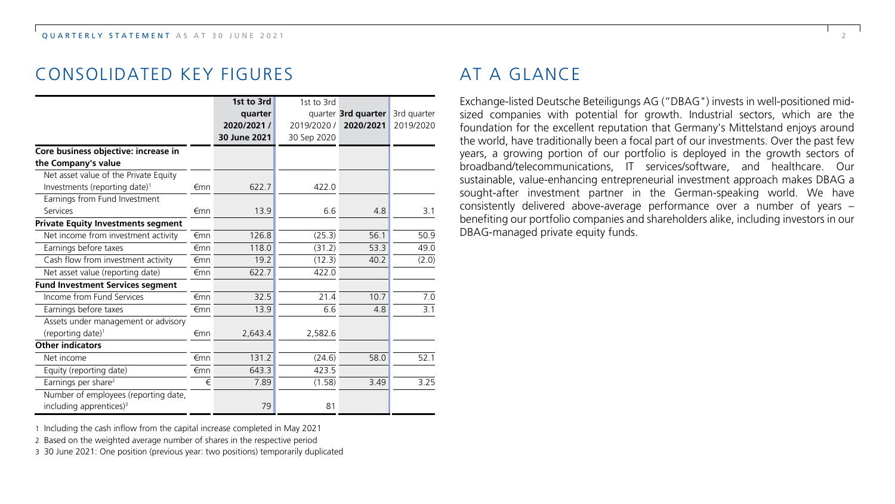# CONSOLIDATED KEY FIGURES

| | | 1st to 3rd quarter 2020/2021 / 30 June 2021 | 1st to 3rd quarter 2019/2020 / 30 Sep 2020 | 3rd quarter 2020/2021 | 3rd quarter 2019/2020 |
|---|---|---|---|---|---|
| **Core business objective: increase in the Company's value** | | | | | |
| Net asset value of the Private Equity Investments (reporting date)[1] | €mn | 622.7 | 422.0 | | |
| Earnings from Fund Investment Services | €mn | 13.9 | 6.6 | 4.8 | 3.1 |
| **Private Equity Investments segment** | | | | | |
| Net income from investment activity | €mn | 126.8 | (25.3) | 56.1 | 50.9 |
| Earnings before taxes | €mn | 118.0 | (31.2) | 53.3 | 49.0 |
| Cash flow from investment activity | €mn | 19.2 | (12.3) | 40.2 | (2.0) |
| Net asset value (reporting date) | €mn | 622.7 | 422.0 | | |
| **Fund Investment Services segment** | | | | | |
| Income from Fund Services | €mn | 32.5 | 21.4 | 10.7 | 7.0 |
| Earnings before taxes | €mn | 13.9 | 6.6 | 4.8 | 3.1 |
| Assets under management or advisory (reporting date)[1] | €mn | 2,643.4 | 2,582.6 | | |
| **Other indicators** | | | | | |
| Net income | €mn | 131.2 | (24.6) | 58.0 | 52.1 |
| Equity (reporting date) | €mn | 643.3 | 423.5 | | |
| Earnings per share[2] | € | 7.89 | (1.58) | 3.49 | 3.25 |
| Number of employees (reporting date, including apprentices)[3] | | 79 | 81 | | |

1 Including the cash inflow from the capital increase completed in May 2021

2 Based on the weighted average number of shares in the respective period

3 30 June 2021: One position (previous year: two positions) temporarily duplicated

# AT A GLANCE

Exchange-listed Deutsche Beteiligungs AG ("DBAG") invests in well-positioned mid-sized companies with potential for growth. Industrial sectors, which are the foundation for the excellent reputation that Germany's Mittelstand enjoys around the world, have traditionally been a focal part of our investments. Over the past few years, a growing portion of our portfolio is deployed in the growth sectors of broadband/telecommunications, IT services/software, and healthcare. Our sustainable, value-enhancing entrepreneurial investment approach makes DBAG a sought-after investment partner in the German-speaking world. We have consistently delivered above-average performance over a number of years – benefiting our portfolio companies and shareholders alike, including investors in our DBAG-managed private equity funds.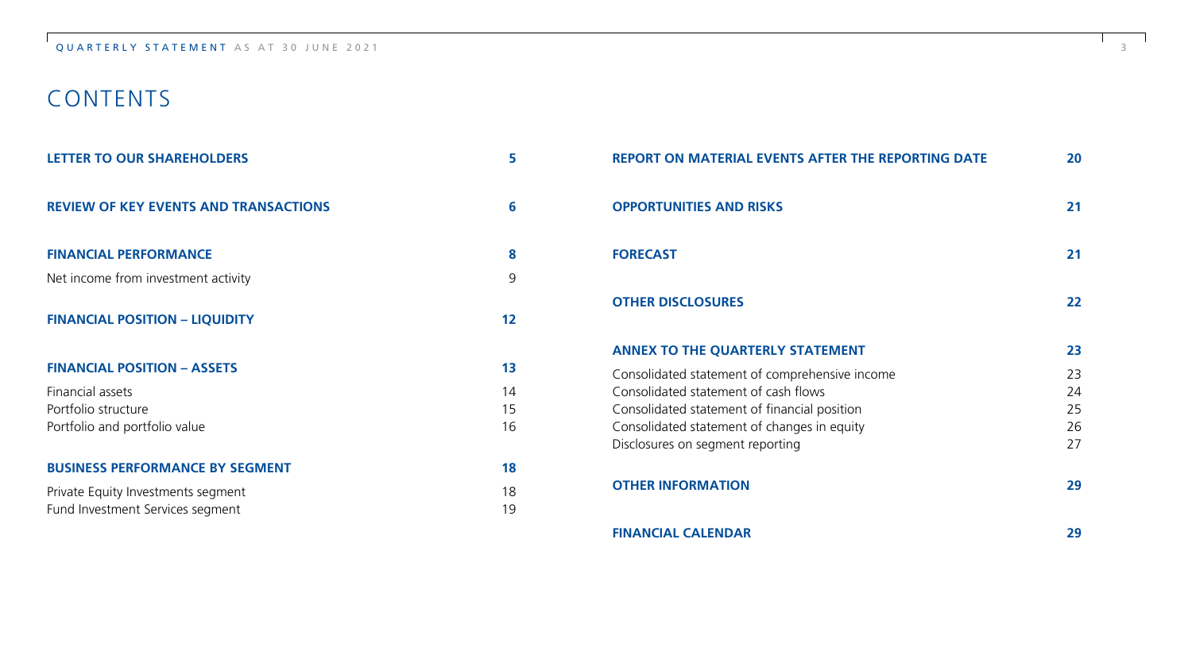# CONTENTS

| | |
|---|---|
| **LETTER TO OUR SHAREHOLDERS** | **5** |
| **REVIEW OF KEY EVENTS AND TRANSACTIONS** | **6** |
| **FINANCIAL PERFORMANCE** | **8** |
| Net income from investment activity | 9 |
| **FINANCIAL POSITION – LIQUIDITY** | **12** |
| **FINANCIAL POSITION – ASSETS** | **13** |
| Financial assets | 14 |
| Portfolio structure | 15 |
| Portfolio and portfolio value | 16 |
| **BUSINESS PERFORMANCE BY SEGMENT** | **18** |
| Private Equity Investments segment | 18 |
| Fund Investment Services segment | 19 |
| **REPORT ON MATERIAL EVENTS AFTER THE REPORTING DATE** | **20** |
| **OPPORTUNITIES AND RISKS** | **21** |
| **FORECAST** | **21** |
| **OTHER DISCLOSURES** | **22** |
| **ANNEX TO THE QUARTERLY STATEMENT** | **23** |
| Consolidated statement of comprehensive income | 23 |
| Consolidated statement of cash flows | 24 |
| Consolidated statement of financial position | 25 |
| Consolidated statement of changes in equity | 26 |
| Disclosures on segment reporting | 27 |
| **OTHER INFORMATION** | **29** |
| **FINANCIAL CALENDAR** | **29** |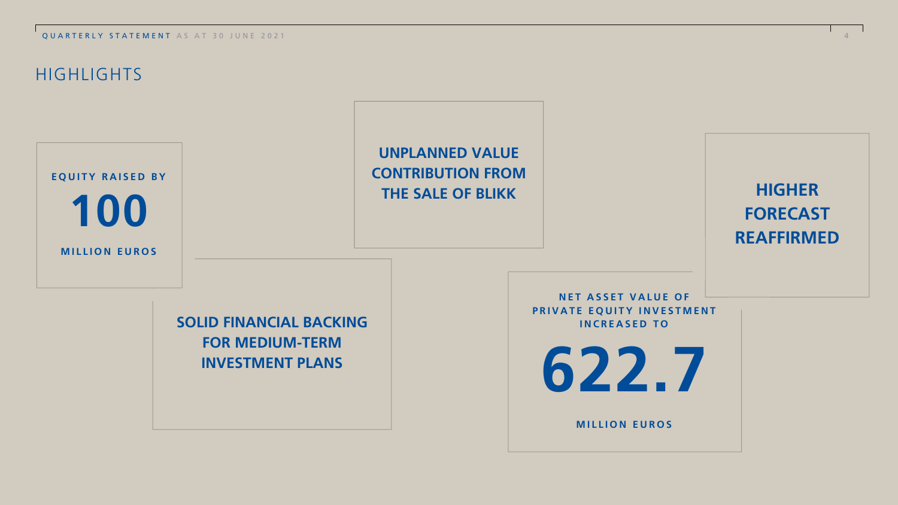# HIGHLIGHTS

**EQUITY RAISED BY**

**100**

**MILLION EUROS**

**UNPLANNED VALUE CONTRIBUTION FROM THE SALE OF BLIKK**

**HIGHER FORECAST REAFFIRMED**

**SOLID FINANCIAL BACKING FOR MEDIUM-TERM INVESTMENT PLANS**

**NET ASSET VALUE OF PRIVATE EQUITY INVESTMENT INCREASED TO**

**622.7**

**MILLION EUROS**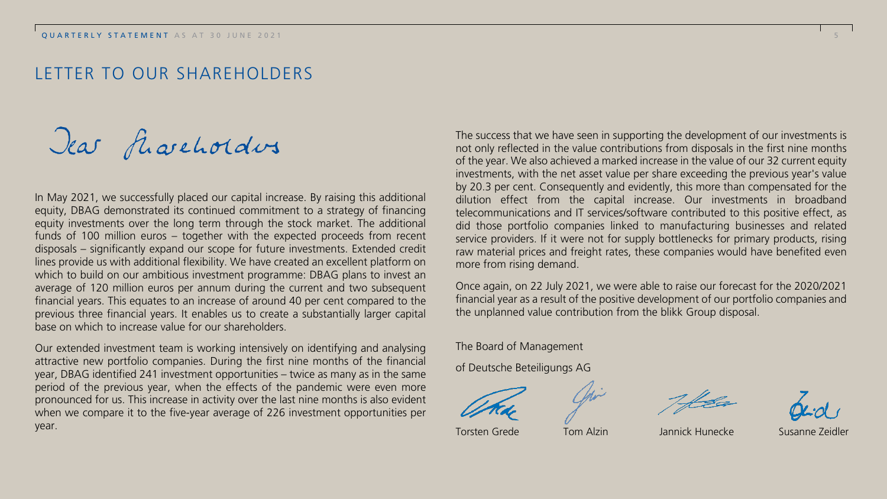# LETTER TO OUR SHAREHOLDERS

Dear Shareholders

In May 2021, we successfully placed our capital increase. By raising this additional equity, DBAG demonstrated its continued commitment to a strategy of financing equity investments over the long term through the stock market. The additional funds of 100 million euros – together with the expected proceeds from recent disposals – significantly expand our scope for future investments. Extended credit lines provide us with additional flexibility. We have created an excellent platform on which to build on our ambitious investment programme: DBAG plans to invest an average of 120 million euros per annum during the current and two subsequent financial years. This equates to an increase of around 40 per cent compared to the previous three financial years. It enables us to create a substantially larger capital base on which to increase value for our shareholders.

Our extended investment team is working intensively on identifying and analysing attractive new portfolio companies. During the first nine months of the financial year, DBAG identified 241 investment opportunities – twice as many as in the same period of the previous year, when the effects of the pandemic were even more pronounced for us. This increase in activity over the last nine months is also evident when we compare it to the five-year average of 226 investment opportunities per year.

The success that we have seen in supporting the development of our investments is not only reflected in the value contributions from disposals in the first nine months of the year. We also achieved a marked increase in the value of our 32 current equity investments, with the net asset value per share exceeding the previous year's value by 20.3 per cent. Consequently and evidently, this more than compensated for the dilution effect from the capital increase. Our investments in broadband telecommunications and IT services/software contributed to this positive effect, as did those portfolio companies linked to manufacturing businesses and related service providers. If it were not for supply bottlenecks for primary products, rising raw material prices and freight rates, these companies would have benefited even more from rising demand.

Once again, on 22 July 2021, we were able to raise our forecast for the 2020/2021 financial year as a result of the positive development of our portfolio companies and the unplanned value contribution from the blikk Group disposal.

The Board of Management

of Deutsche Beteiligungs AG

Torsten Grede Tom Alzin Jannick Hunecke Susanne Zeidler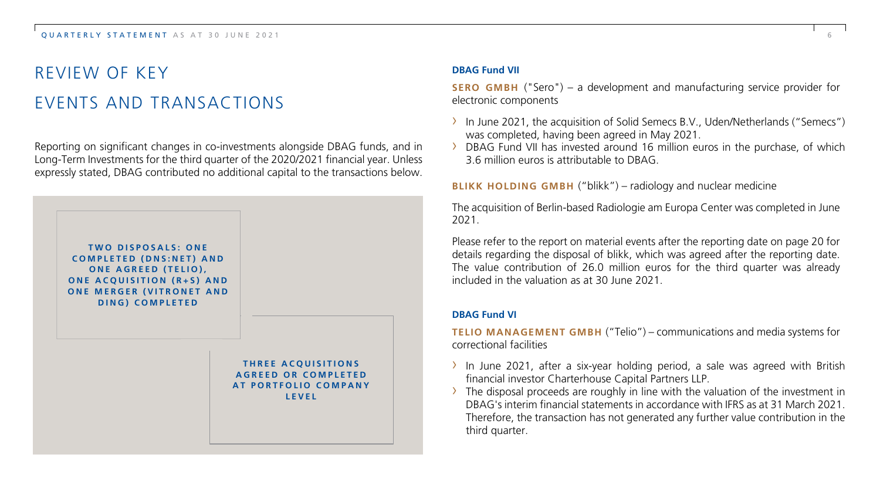# REVIEW OF KEY EVENTS AND TRANSACTIONS

Reporting on significant changes in co-investments alongside DBAG funds, and in Long-Term Investments for the third quarter of the 2020/2021 financial year. Unless expressly stated, DBAG contributed no additional capital to the transactions below.

**TWO DISPOSALS: ONE COMPLETED (DNS:NET) AND ONE AGREED (TELIO), ONE ACQUISITION (R+S) AND ONE MERGER (VITRONET AND DING) COMPLETED**

**THREE ACQUISITIONS AGREED OR COMPLETED AT PORTFOLIO COMPANY LEVEL**

### DBAG Fund VII

**SERO GMBH** ("Sero") – a development and manufacturing service provider for electronic components

- In June 2021, the acquisition of Solid Semecs B.V., Uden/Netherlands ("Semecs") was completed, having been agreed in May 2021.
- DBAG Fund VII has invested around 16 million euros in the purchase, of which 3.6 million euros is attributable to DBAG.

**BLIKK HOLDING GMBH** ("blikk") – radiology and nuclear medicine

The acquisition of Berlin-based Radiologie am Europa Center was completed in June 2021.

Please refer to the report on material events after the reporting date on page 20 for details regarding the disposal of blikk, which was agreed after the reporting date. The value contribution of 26.0 million euros for the third quarter was already included in the valuation as at 30 June 2021.

### DBAG Fund VI

**TELIO MANAGEMENT GMBH** ("Telio") – communications and media systems for correctional facilities

- In June 2021, after a six-year holding period, a sale was agreed with British financial investor Charterhouse Capital Partners LLP.
- The disposal proceeds are roughly in line with the valuation of the investment in DBAG's interim financial statements in accordance with IFRS as at 31 March 2021. Therefore, the transaction has not generated any further value contribution in the third quarter.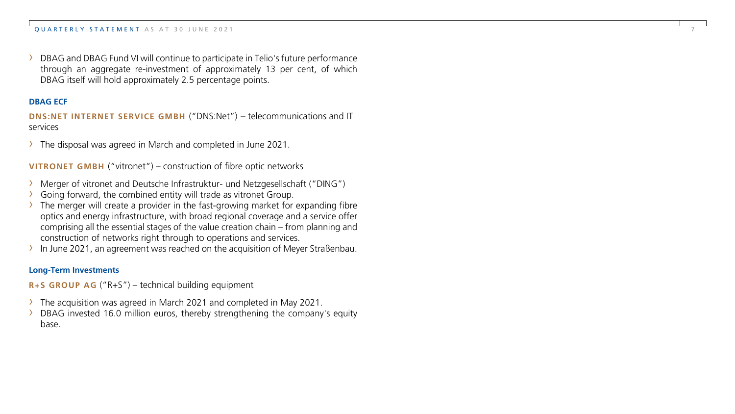- DBAG and DBAG Fund VI will continue to participate in Telio's future performance through an aggregate re-investment of approximately 13 per cent, of which DBAG itself will hold approximately 2.5 percentage points.

#### DBAG ECF

**DNS:NET INTERNET SERVICE GMBH** ("DNS:Net") – telecommunications and IT services

- The disposal was agreed in March and completed in June 2021.

**VITRONET GMBH** ("vitronet") – construction of fibre optic networks

- Merger of vitronet and Deutsche Infrastruktur- und Netzgesellschaft ("DING")
- Going forward, the combined entity will trade as vitronet Group.
- The merger will create a provider in the fast-growing market for expanding fibre optics and energy infrastructure, with broad regional coverage and a service offer comprising all the essential stages of the value creation chain – from planning and construction of networks right through to operations and services.
- In June 2021, an agreement was reached on the acquisition of Meyer Straßenbau.

#### Long-Term Investments

**R+S GROUP AG** ("R+S") – technical building equipment

- The acquisition was agreed in March 2021 and completed in May 2021.
- DBAG invested 16.0 million euros, thereby strengthening the company's equity base.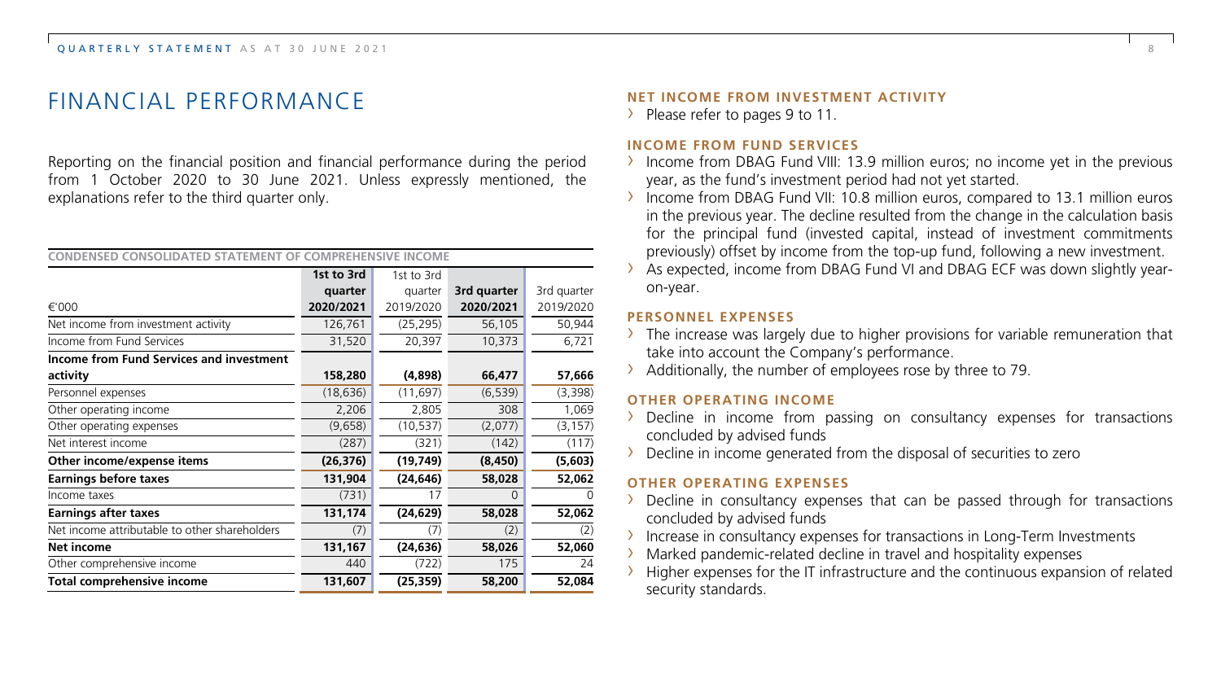# FINANCIAL PERFORMANCE

Reporting on the financial position and financial performance during the period from 1 October 2020 to 30 June 2021. Unless expressly mentioned, the explanations refer to the third quarter only.

**CONDENSED CONSOLIDATED STATEMENT OF COMPREHENSIVE INCOME**

| €'000 | 1st to 3rd quarter 2020/2021 | 1st to 3rd quarter 2019/2020 | 3rd quarter 2020/2021 | 3rd quarter 2019/2020 |
|---|---|---|---|---|
| Net income from investment activity | 126,761 | (25,295) | 56,105 | 50,944 |
| Income from Fund Services | 31,520 | 20,397 | 10,373 | 6,721 |
| **Income from Fund Services and investment activity** | **158,280** | **(4,898)** | **66,477** | **57,666** |
| Personnel expenses | (18,636) | (11,697) | (6,539) | (3,398) |
| Other operating income | 2,206 | 2,805 | 308 | 1,069 |
| Other operating expenses | (9,658) | (10,537) | (2,077) | (3,157) |
| Net interest income | (287) | (321) | (142) | (117) |
| **Other income/expense items** | **(26,376)** | **(19,749)** | **(8,450)** | **(5,603)** |
| **Earnings before taxes** | **131,904** | **(24,646)** | **58,028** | **52,062** |
| Income taxes | (731) | 17 | 0 | 0 |
| **Earnings after taxes** | **131,174** | **(24,629)** | **58,028** | **52,062** |
| Net income attributable to other shareholders | (7) | (7) | (2) | (2) |
| **Net income** | **131,167** | **(24,636)** | **58,026** | **52,060** |
| Other comprehensive income | 440 | (722) | 175 | 24 |
| **Total comprehensive income** | **131,607** | **(25,359)** | **58,200** | **52,084** |

### NET INCOME FROM INVESTMENT ACTIVITY

- Please refer to pages 9 to 11.

### INCOME FROM FUND SERVICES

- Income from DBAG Fund VIII: 13.9 million euros; no income yet in the previous year, as the fund's investment period had not yet started.
- Income from DBAG Fund VII: 10.8 million euros, compared to 13.1 million euros in the previous year. The decline resulted from the change in the calculation basis for the principal fund (invested capital, instead of investment commitments previously) offset by income from the top-up fund, following a new investment.
- As expected, income from DBAG Fund VI and DBAG ECF was down slightly year-on-year.

### PERSONNEL EXPENSES

- The increase was largely due to higher provisions for variable remuneration that take into account the Company's performance.
- Additionally, the number of employees rose by three to 79.

### OTHER OPERATING INCOME

- Decline in income from passing on consultancy expenses for transactions concluded by advised funds
- Decline in income generated from the disposal of securities to zero

### OTHER OPERATING EXPENSES

- Decline in consultancy expenses that can be passed through for transactions concluded by advised funds
- Increase in consultancy expenses for transactions in Long-Term Investments
- Marked pandemic-related decline in travel and hospitality expenses
- Higher expenses for the IT infrastructure and the continuous expansion of related security standards.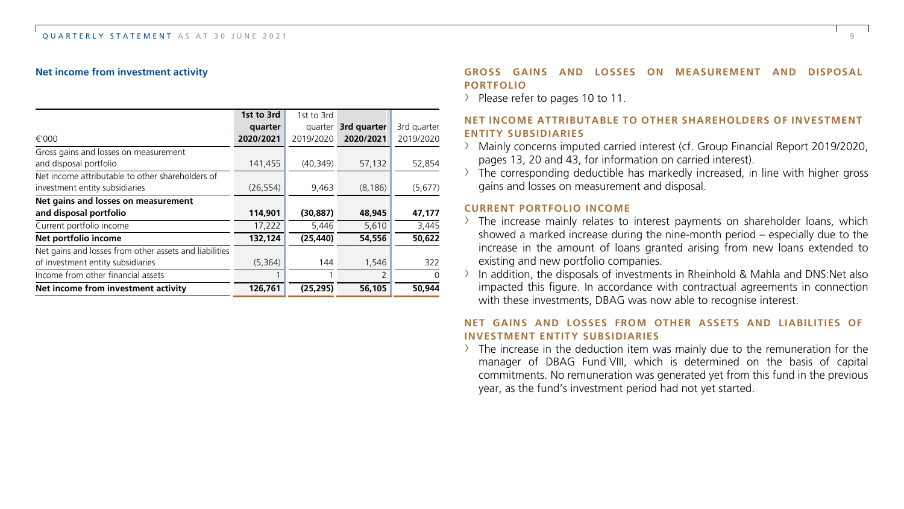## Net income from investment activity

| €'000 | 1st to 3rd quarter 2020/2021 | 1st to 3rd quarter 2019/2020 | 3rd quarter 2020/2021 | 3rd quarter 2019/2020 |
|---|---|---|---|---|
| Gross gains and losses on measurement and disposal portfolio | 141,455 | (40,349) | 57,132 | 52,854 |
| Net income attributable to other shareholders of investment entity subsidiaries | (26,554) | 9,463 | (8,186) | (5,677) |
| **Net gains and losses on measurement and disposal portfolio** | **114,901** | **(30,887)** | **48,945** | **47,177** |
| Current portfolio income | 17,222 | 5,446 | 5,610 | 3,445 |
| **Net portfolio income** | **132,124** | **(25,440)** | **54,556** | **50,622** |
| Net gains and losses from other assets and liabilities of investment entity subsidiaries | (5,364) | 144 | 1,546 | 322 |
| Income from other financial assets | 1 | 1 | 2 | 0 |
| **Net income from investment activity** | **126,761** | **(25,295)** | **56,105** | **50,944** |

### GROSS GAINS AND LOSSES ON MEASUREMENT AND DISPOSAL PORTFOLIO

- Please refer to pages 10 to 11.

### NET INCOME ATTRIBUTABLE TO OTHER SHAREHOLDERS OF INVESTMENT ENTITY SUBSIDIARIES

- Mainly concerns imputed carried interest (cf. Group Financial Report 2019/2020, pages 13, 20 and 43, for information on carried interest).
- The corresponding deductible has markedly increased, in line with higher gross gains and losses on measurement and disposal.

### CURRENT PORTFOLIO INCOME

- The increase mainly relates to interest payments on shareholder loans, which showed a marked increase during the nine-month period – especially due to the increase in the amount of loans granted arising from new loans extended to existing and new portfolio companies.
- In addition, the disposals of investments in Rheinhold & Mahla and DNS:Net also impacted this figure. In accordance with contractual agreements in connection with these investments, DBAG was now able to recognise interest.

### NET GAINS AND LOSSES FROM OTHER ASSETS AND LIABILITIES OF INVESTMENT ENTITY SUBSIDIARIES

- The increase in the deduction item was mainly due to the remuneration for the manager of DBAG Fund VIII, which is determined on the basis of capital commitments. No remuneration was generated yet from this fund in the previous year, as the fund's investment period had not yet started.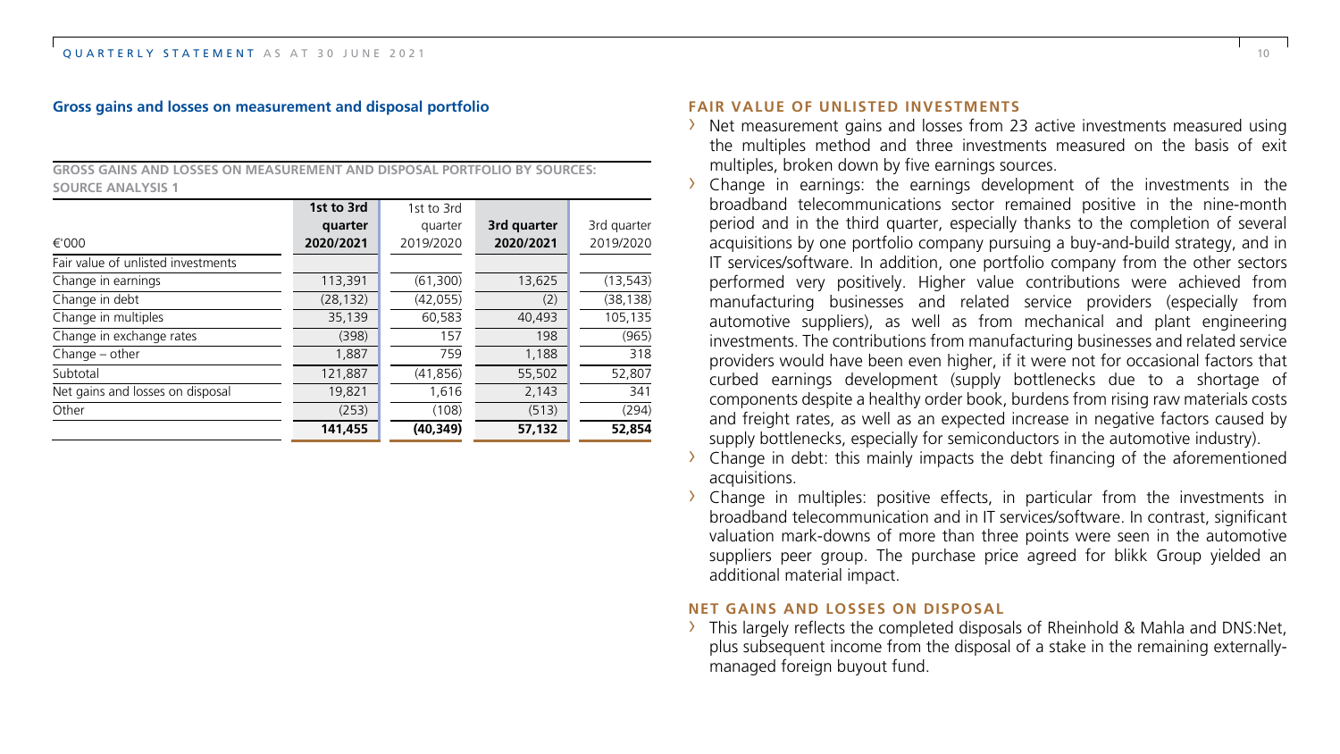## Gross gains and losses on measurement and disposal portfolio

**GROSS GAINS AND LOSSES ON MEASUREMENT AND DISPOSAL PORTFOLIO BY SOURCES: SOURCE ANALYSIS 1**

| €'000 | **1st to 3rd quarter 2020/2021** | 1st to 3rd quarter 2019/2020 | **3rd quarter 2020/2021** | 3rd quarter 2019/2020 |
|---|---|---|---|---|
| Fair value of unlisted investments | | | | |
| Change in earnings | 113,391 | (61,300) | 13,625 | (13,543) |
| Change in debt | (28,132) | (42,055) | (2) | (38,138) |
| Change in multiples | 35,139 | 60,583 | 40,493 | 105,135 |
| Change in exchange rates | (398) | 157 | 198 | (965) |
| Change – other | 1,887 | 759 | 1,188 | 318 |
| Subtotal | 121,887 | (41,856) | 55,502 | 52,807 |
| Net gains and losses on disposal | 19,821 | 1,616 | 2,143 | 341 |
| Other | (253) | (108) | (513) | (294) |
| | **141,455** | **(40,349)** | **57,132** | **52,854** |

### FAIR VALUE OF UNLISTED INVESTMENTS

- Net measurement gains and losses from 23 active investments measured using the multiples method and three investments measured on the basis of exit multiples, broken down by five earnings sources.
- Change in earnings: the earnings development of the investments in the broadband telecommunications sector remained positive in the nine-month period and in the third quarter, especially thanks to the completion of several acquisitions by one portfolio company pursuing a buy-and-build strategy, and in IT services/software. In addition, one portfolio company from the other sectors performed very positively. Higher value contributions were achieved from manufacturing businesses and related service providers (especially from automotive suppliers), as well as from mechanical and plant engineering investments. The contributions from manufacturing businesses and related service providers would have been even higher, if it were not for occasional factors that curbed earnings development (supply bottlenecks due to a shortage of components despite a healthy order book, burdens from rising raw materials costs and freight rates, as well as an expected increase in negative factors caused by supply bottlenecks, especially for semiconductors in the automotive industry).
- Change in debt: this mainly impacts the debt financing of the aforementioned acquisitions.
- Change in multiples: positive effects, in particular from the investments in broadband telecommunication and in IT services/software. In contrast, significant valuation mark-downs of more than three points were seen in the automotive suppliers peer group. The purchase price agreed for blikk Group yielded an additional material impact.

### NET GAINS AND LOSSES ON DISPOSAL

- This largely reflects the completed disposals of Rheinhold & Mahla and DNS:Net, plus subsequent income from the disposal of a stake in the remaining externally-managed foreign buyout fund.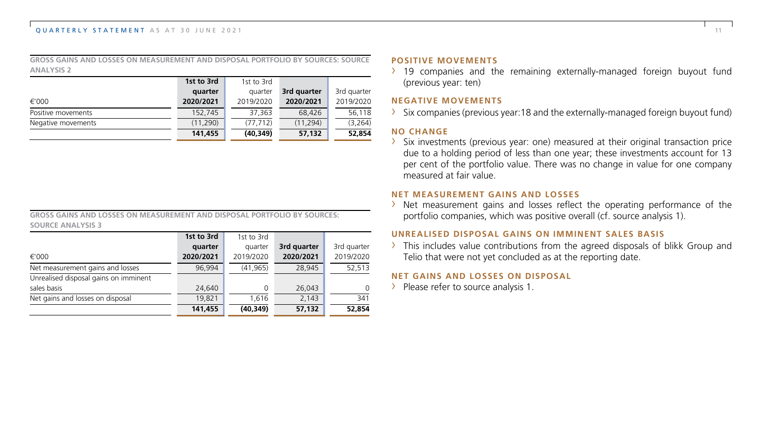**GROSS GAINS AND LOSSES ON MEASUREMENT AND DISPOSAL PORTFOLIO BY SOURCES: SOURCE ANALYSIS 2**

| €'000 | 1st to 3rd quarter 2020/2021 | 1st to 3rd quarter 2019/2020 | 3rd quarter 2020/2021 | 3rd quarter 2019/2020 |
|---|---|---|---|---|
| Positive movements | 152,745 | 37,363 | 68,426 | 56,118 |
| Negative movements | (11,290) | (77,712) | (11,294) | (3,264) |
| | **141,455** | **(40,349)** | **57,132** | **52,854** |

**GROSS GAINS AND LOSSES ON MEASUREMENT AND DISPOSAL PORTFOLIO BY SOURCES: SOURCE ANALYSIS 3**

| €'000 | 1st to 3rd quarter 2020/2021 | 1st to 3rd quarter 2019/2020 | 3rd quarter 2020/2021 | 3rd quarter 2019/2020 |
|---|---|---|---|---|
| Net measurement gains and losses | 96,994 | (41,965) | 28,945 | 52,513 |
| Unrealised disposal gains on imminent sales basis | 24,640 | 0 | 26,043 | 0 |
| Net gains and losses on disposal | 19,821 | 1,616 | 2,143 | 341 |
| | **141,455** | **(40,349)** | **57,132** | **52,854** |

### POSITIVE MOVEMENTS

- 19 companies and the remaining externally-managed foreign buyout fund (previous year: ten)

### NEGATIVE MOVEMENTS

- Six companies (previous year:18 and the externally-managed foreign buyout fund)

### NO CHANGE

- Six investments (previous year: one) measured at their original transaction price due to a holding period of less than one year; these investments account for 13 per cent of the portfolio value. There was no change in value for one company measured at fair value.

### NET MEASUREMENT GAINS AND LOSSES

- Net measurement gains and losses reflect the operating performance of the portfolio companies, which was positive overall (cf. source analysis 1).

### UNREALISED DISPOSAL GAINS ON IMMINENT SALES BASIS

- This includes value contributions from the agreed disposals of blikk Group and Telio that were not yet concluded as at the reporting date.

### NET GAINS AND LOSSES ON DISPOSAL

- Please refer to source analysis 1.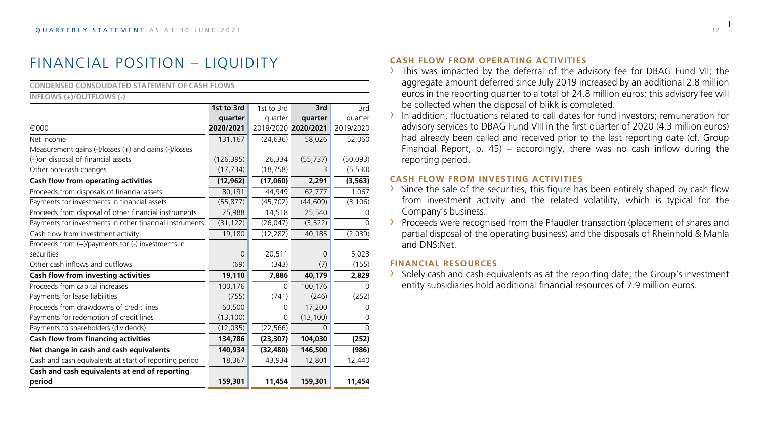# FINANCIAL POSITION – LIQUIDITY

**CONDENSED CONSOLIDATED STATEMENT OF CASH FLOWS**

**INFLOWS (+)/OUTFLOWS (-)**

| €'000 | **1st to 3rd quarter 2020/2021** | 1st to 3rd quarter 2019/2020 | **3rd quarter 2020/2021** | 3rd quarter 2019/2020 |
|---|---|---|---|---|
| Net income | 131,167 | (24,636) | 58,026 | 52,060 |
| Measurement gains (-)/losses (+) and gains (-)/losses (+)on disposal of financial assets | (126,395) | 26,334 | (55,737) | (50,093) |
| Other non-cash changes | (17,734) | (18,758) | 3 | (5,530) |
| **Cash flow from operating activities** | **(12,962)** | **(17,060)** | **2,291** | **(3,563)** |
| Proceeds from disposals of financial assets | 80,191 | 44,949 | 62,777 | 1,067 |
| Payments for investments in financial assets | (55,877) | (45,702) | (44,609) | (3,106) |
| Proceeds from disposal of other financial instruments | 25,988 | 14,518 | 25,540 | 0 |
| Payments for investments in other financial instruments | (31,122) | (26,047) | (3,522) | 0 |
| Cash flow from investment activity | 19,180 | (12,282) | 40,185 | (2,039) |
| Proceeds from (+)/payments for (-) investments in securities | 0 | 20,511 | 0 | 5,023 |
| Other cash inflows and outflows | (69) | (343) | (7) | (155) |
| **Cash flow from investing activities** | **19,110** | **7,886** | **40,179** | **2,829** |
| Proceeds from capital increases | 100,176 | 0 | 100,176 | 0 |
| Payments for lease liabilities | (755) | (741) | (246) | (252) |
| Proceeds from drawdowns of credit lines | 60,500 | 0 | 17,200 | 0 |
| Payments for redemption of credit lines | (13,100) | 0 | (13,100) | 0 |
| Payments to shareholders (dividends) | (12,035) | (22,566) | 0 | 0 |
| **Cash flow from financing activities** | **134,786** | **(23,307)** | **104,030** | **(252)** |
| **Net change in cash and cash equivalents** | **140,934** | **(32,480)** | **146,500** | **(986)** |
| Cash and cash equivalents at start of reporting period | 18,367 | 43,934 | 12,801 | 12,440 |
| **Cash and cash equivalents at end of reporting period** | **159,301** | **11,454** | **159,301** | **11,454** |

### CASH FLOW FROM OPERATING ACTIVITIES

- This was impacted by the deferral of the advisory fee for DBAG Fund VII; the aggregate amount deferred since July 2019 increased by an additional 2.8 million euros in the reporting quarter to a total of 24.8 million euros; this advisory fee will be collected when the disposal of blikk is completed.
- In addition, fluctuations related to call dates for fund investors; remuneration for advisory services to DBAG Fund VIII in the first quarter of 2020 (4.3 million euros) had already been called and received prior to the last reporting date (cf. Group Financial Report, p. 45) – accordingly, there was no cash inflow during the reporting period.

### CASH FLOW FROM INVESTING ACTIVITIES

- Since the sale of the securities, this figure has been entirely shaped by cash flow from investment activity and the related volatility, which is typical for the Company's business.
- Proceeds were recognised from the Pfaudler transaction (placement of shares and partial disposal of the operating business) and the disposals of Rheinhold & Mahla and DNS:Net.

### FINANCIAL RESOURCES

- Solely cash and cash equivalents as at the reporting date; the Group's investment entity subsidiaries hold additional financial resources of 7.9 million euros.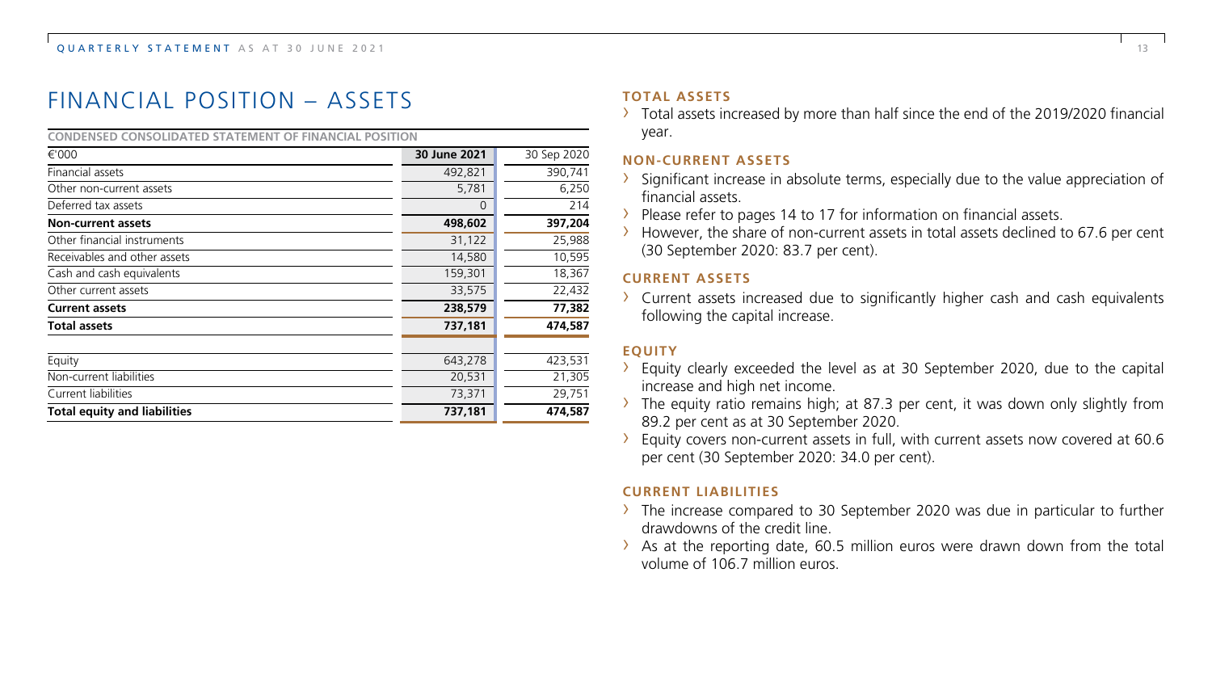# FINANCIAL POSITION – ASSETS

**CONDENSED CONSOLIDATED STATEMENT OF FINANCIAL POSITION**

| €'000 | 30 June 2021 | 30 Sep 2020 |
|---|---|---|
| Financial assets | 492,821 | 390,741 |
| Other non-current assets | 5,781 | 6,250 |
| Deferred tax assets | 0 | 214 |
| **Non-current assets** | **498,602** | **397,204** |
| Other financial instruments | 31,122 | 25,988 |
| Receivables and other assets | 14,580 | 10,595 |
| Cash and cash equivalents | 159,301 | 18,367 |
| Other current assets | 33,575 | 22,432 |
| **Current assets** | **238,579** | **77,382** |
| **Total assets** | **737,181** | **474,587** |
| | | |
| Equity | 643,278 | 423,531 |
| Non-current liabilities | 20,531 | 21,305 |
| Current liabilities | 73,371 | 29,751 |
| **Total equity and liabilities** | **737,181** | **474,587** |

### TOTAL ASSETS

- Total assets increased by more than half since the end of the 2019/2020 financial year.

### NON-CURRENT ASSETS

- Significant increase in absolute terms, especially due to the value appreciation of financial assets.
- Please refer to pages 14 to 17 for information on financial assets.
- However, the share of non-current assets in total assets declined to 67.6 per cent (30 September 2020: 83.7 per cent).

### CURRENT ASSETS

- Current assets increased due to significantly higher cash and cash equivalents following the capital increase.

### EQUITY

- Equity clearly exceeded the level as at 30 September 2020, due to the capital increase and high net income.
- The equity ratio remains high; at 87.3 per cent, it was down only slightly from 89.2 per cent as at 30 September 2020.
- Equity covers non-current assets in full, with current assets now covered at 60.6 per cent (30 September 2020: 34.0 per cent).

### CURRENT LIABILITIES

- The increase compared to 30 September 2020 was due in particular to further drawdowns of the credit line.
- As at the reporting date, 60.5 million euros were drawn down from the total volume of 106.7 million euros.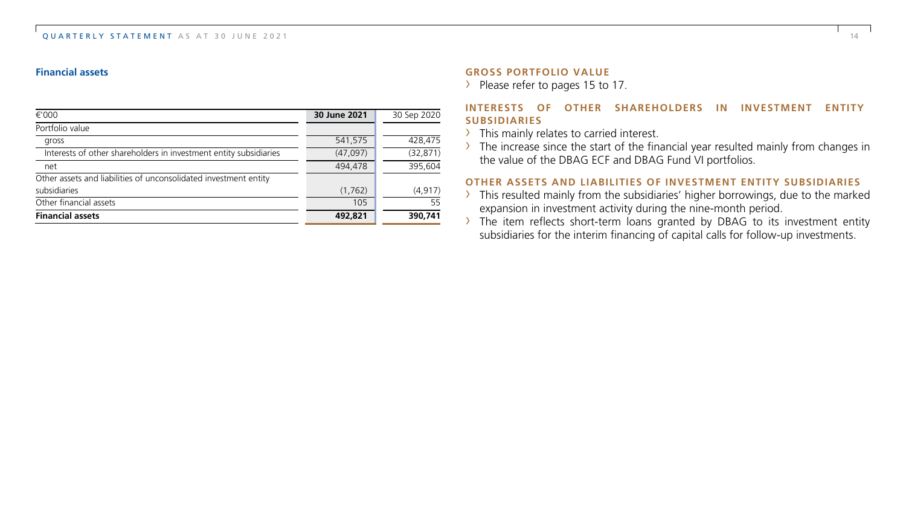### Financial assets

| €'000 | 30 June 2021 | 30 Sep 2020 |
|---|---|---|
| Portfolio value | | |
| gross | 541,575 | 428,475 |
| Interests of other shareholders in investment entity subsidiaries | (47,097) | (32,871) |
| net | 494,478 | 395,604 |
| Other assets and liabilities of unconsolidated investment entity subsidiaries | (1,762) | (4,917) |
| Other financial assets | 105 | 55 |
| **Financial assets** | **492,821** | **390,741** |

#### GROSS PORTFOLIO VALUE

- Please refer to pages 15 to 17.

#### INTERESTS OF OTHER SHAREHOLDERS IN INVESTMENT ENTITY SUBSIDIARIES

- This mainly relates to carried interest.
- The increase since the start of the financial year resulted mainly from changes in the value of the DBAG ECF and DBAG Fund VI portfolios.

#### OTHER ASSETS AND LIABILITIES OF INVESTMENT ENTITY SUBSIDIARIES

- This resulted mainly from the subsidiaries' higher borrowings, due to the marked expansion in investment activity during the nine-month period.
- The item reflects short-term loans granted by DBAG to its investment entity subsidiaries for the interim financing of capital calls for follow-up investments.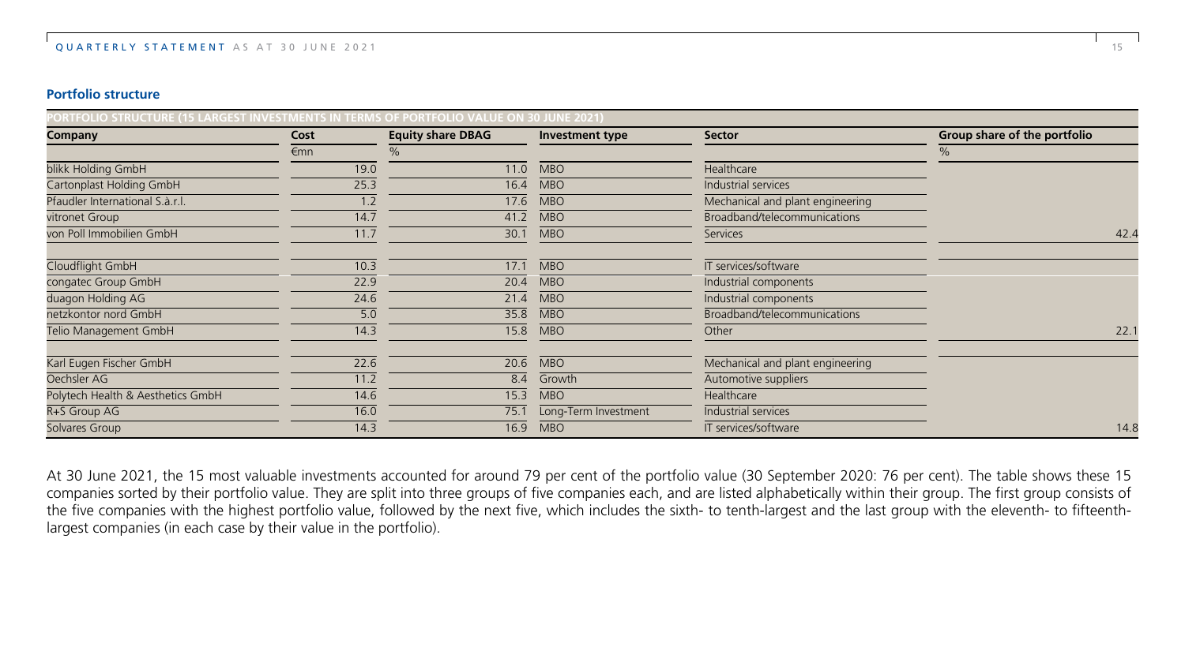## Portfolio structure

| PORTFOLIO STRUCTURE (15 LARGEST INVESTMENTS IN TERMS OF PORTFOLIO VALUE ON 30 JUNE 2021) | | | | | |
|---|---|---|---|---|---|
| **Company** | **Cost** | **Equity share DBAG** | **Investment type** | **Sector** | **Group share of the portfolio** |
| | €mn | % | | | % |
| blikk Holding GmbH | 19.0 | 11.0 | MBO | Healthcare | |
| Cartonplast Holding GmbH | 25.3 | 16.4 | MBO | Industrial services | |
| Pfaudler International S.à.r.l. | 1.2 | 17.6 | MBO | Mechanical and plant engineering | |
| vitronet Group | 14.7 | 41.2 | MBO | Broadband/telecommunications | |
| von Poll Immobilien GmbH | 11.7 | 30.1 | MBO | Services | 42.4 |
| Cloudflight GmbH | 10.3 | 17.1 | MBO | IT services/software | |
| congatec Group GmbH | 22.9 | 20.4 | MBO | Industrial components | |
| duagon Holding AG | 24.6 | 21.4 | MBO | Industrial components | |
| netzkontor nord GmbH | 5.0 | 35.8 | MBO | Broadband/telecommunications | |
| Telio Management GmbH | 14.3 | 15.8 | MBO | Other | 22.1 |
| Karl Eugen Fischer GmbH | 22.6 | 20.6 | MBO | Mechanical and plant engineering | |
| Oechsler AG | 11.2 | 8.4 | Growth | Automotive suppliers | |
| Polytech Health & Aesthetics GmbH | 14.6 | 15.3 | MBO | Healthcare | |
| R+S Group AG | 16.0 | 75.1 | Long-Term Investment | Industrial services | |
| Solvares Group | 14.3 | 16.9 | MBO | IT services/software | 14.8 |

At 30 June 2021, the 15 most valuable investments accounted for around 79 per cent of the portfolio value (30 September 2020: 76 per cent). The table shows these 15 companies sorted by their portfolio value. They are split into three groups of five companies each, and are listed alphabetically within their group. The first group consists of the five companies with the highest portfolio value, followed by the next five, which includes the sixth- to tenth-largest and the last group with the eleventh- to fifteenth-largest companies (in each case by their value in the portfolio).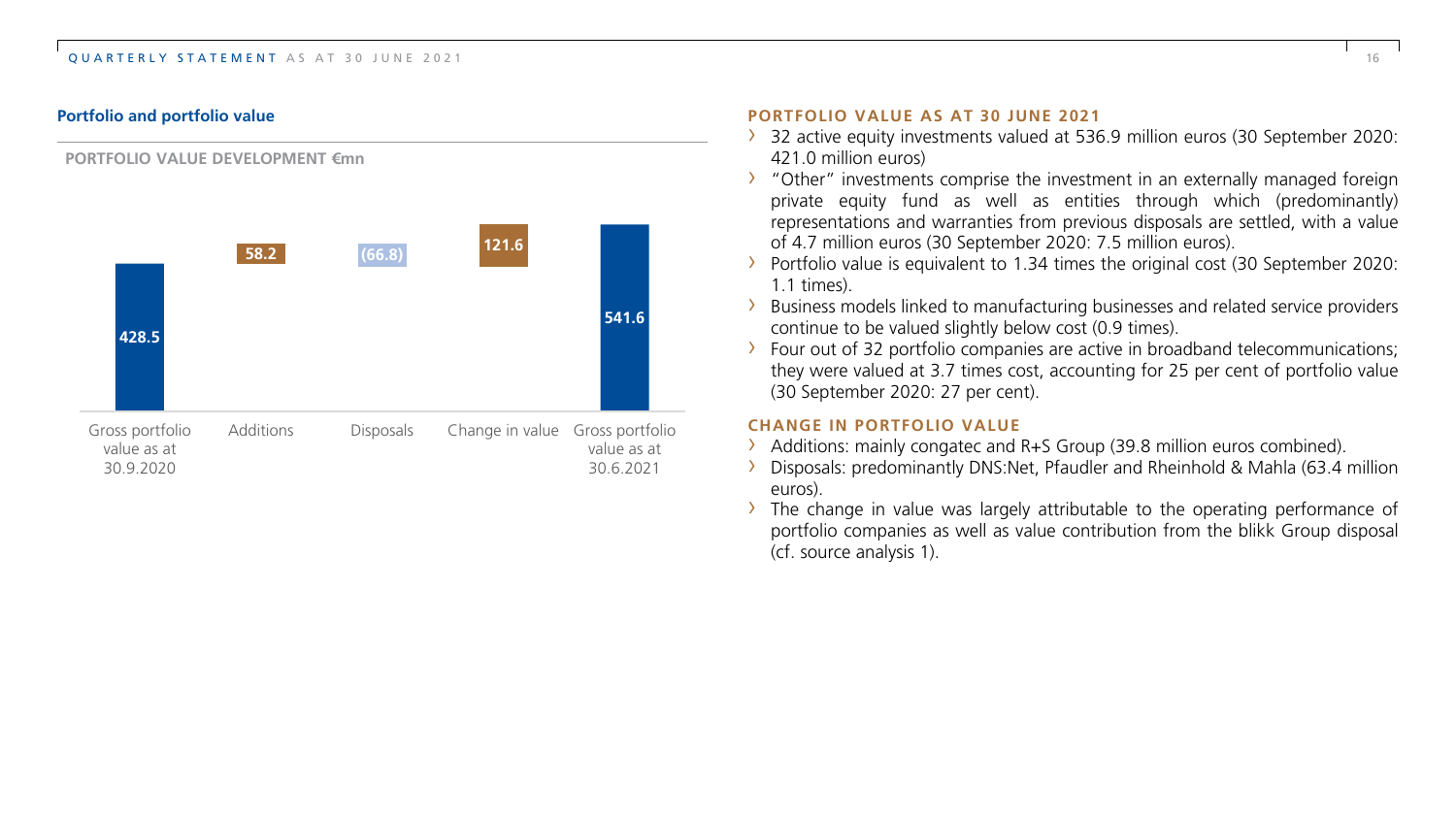## Portfolio and portfolio value

**PORTFOLIO VALUE DEVELOPMENT €mn**

| Gross portfolio value as at 30.9.2020 | Additions | Disposals | Change in value | Gross portfolio value as at 30.6.2021 |
|---|---|---|---|---|
| 428.5 | 58.2 | (66.8) | 121.6 | 541.6 |

### PORTFOLIO VALUE AS AT 30 JUNE 2021

- 32 active equity investments valued at 536.9 million euros (30 September 2020: 421.0 million euros)
- "Other" investments comprise the investment in an externally managed foreign private equity fund as well as entities through which (predominantly) representations and warranties from previous disposals are settled, with a value of 4.7 million euros (30 September 2020: 7.5 million euros).
- Portfolio value is equivalent to 1.34 times the original cost (30 September 2020: 1.1 times).
- Business models linked to manufacturing businesses and related service providers continue to be valued slightly below cost (0.9 times).
- Four out of 32 portfolio companies are active in broadband telecommunications; they were valued at 3.7 times cost, accounting for 25 per cent of portfolio value (30 September 2020: 27 per cent).

### CHANGE IN PORTFOLIO VALUE

- Additions: mainly congatec and R+S Group (39.8 million euros combined).
- Disposals: predominantly DNS:Net, Pfaudler and Rheinhold & Mahla (63.4 million euros).
- The change in value was largely attributable to the operating performance of portfolio companies as well as value contribution from the blikk Group disposal (cf. source analysis 1).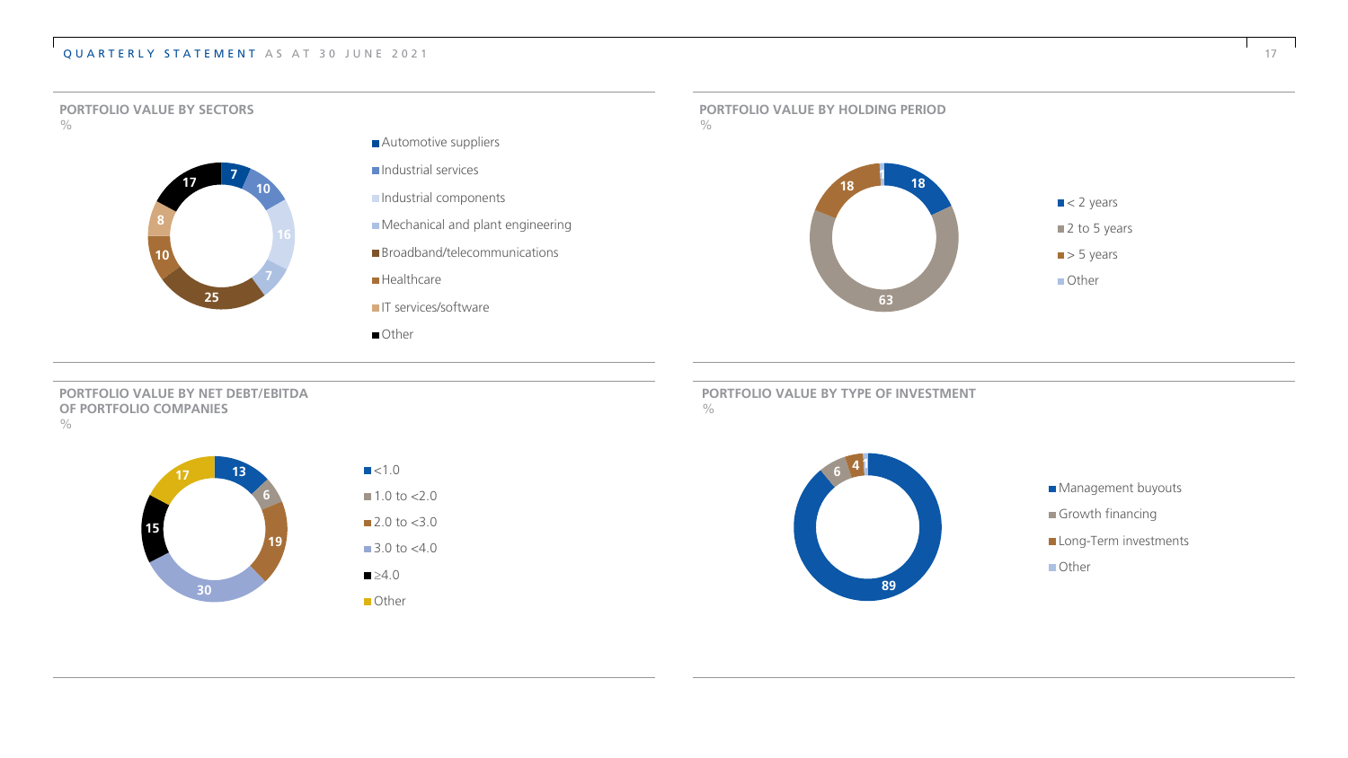## PORTFOLIO VALUE BY SECTORS

%

| Sector | % |
|---|---|
| Automotive suppliers | 7 |
| Industrial services | 10 |
| Industrial components | 16 |
| Mechanical and plant engineering | 7 |
| Broadband/telecommunications | 25 |
| Healthcare | 10 |
| IT services/software | 8 |
| Other | 17 |

## PORTFOLIO VALUE BY HOLDING PERIOD

%

| Holding period | % |
|---|---|
| < 2 years | 18 |
| 2 to 5 years | 63 |
| > 5 years | 18 |
| Other | 1 |

## PORTFOLIO VALUE BY NET DEBT/EBITDA OF PORTFOLIO COMPANIES

%

| Net debt/EBITDA | % |
|---|---|
| <1.0 | 13 |
| 1.0 to <2.0 | 6 |
| 2.0 to <3.0 | 19 |
| 3.0 to <4.0 | 30 |
| ≥4.0 | 15 |
| Other | 17 |

## PORTFOLIO VALUE BY TYPE OF INVESTMENT

%

| Type of investment | % |
|---|---|
| Management buyouts | 89 |
| Growth financing | 6 |
| Long-Term investments | 4 |
| Other | 1 |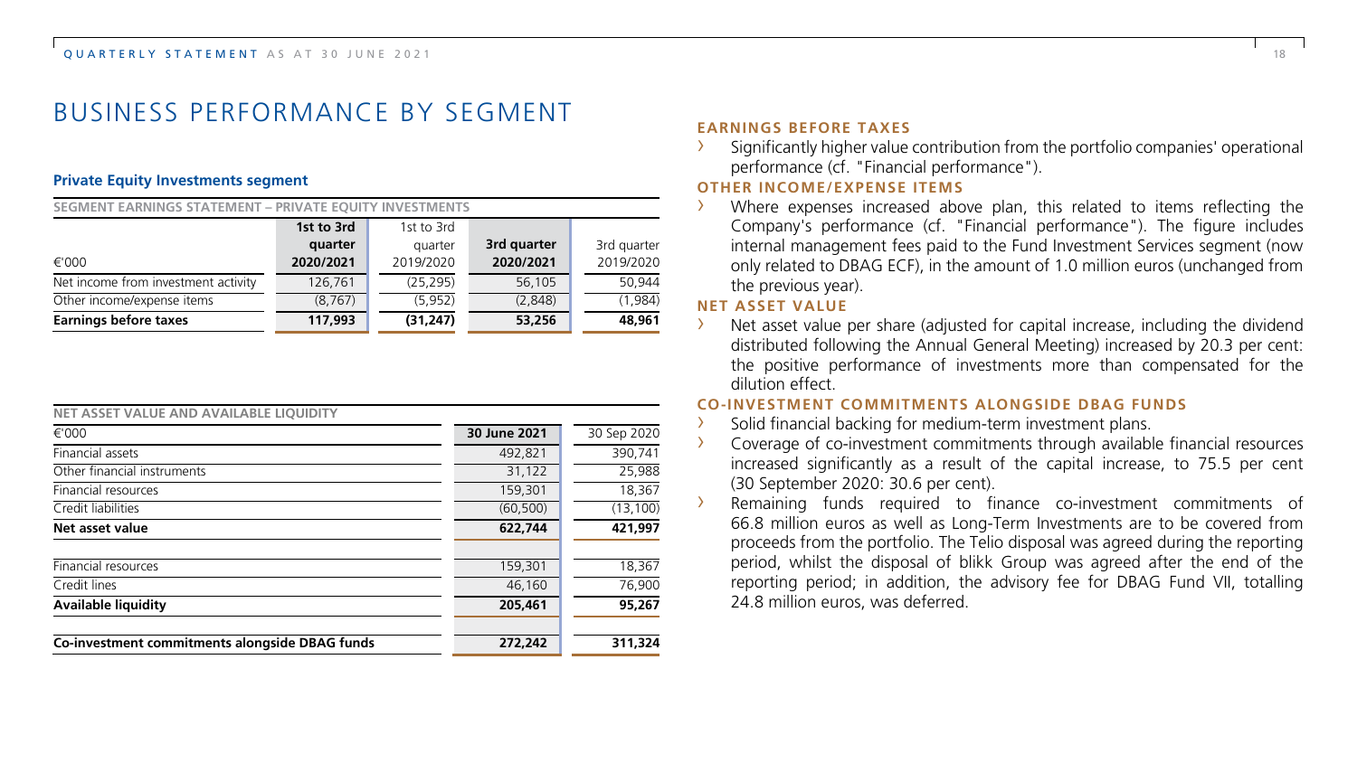# BUSINESS PERFORMANCE BY SEGMENT

### Private Equity Investments segment

**SEGMENT EARNINGS STATEMENT – PRIVATE EQUITY INVESTMENTS**

| €'000 | **1st to 3rd quarter 2020/2021** | 1st to 3rd quarter 2019/2020 | **3rd quarter 2020/2021** | 3rd quarter 2019/2020 |
|---|---|---|---|---|
| Net income from investment activity | 126,761 | (25,295) | 56,105 | 50,944 |
| Other income/expense items | (8,767) | (5,952) | (2,848) | (1,984) |
| **Earnings before taxes** | **117,993** | **(31,247)** | **53,256** | **48,961** |

**NET ASSET VALUE AND AVAILABLE LIQUIDITY**

| €'000 | **30 June 2021** | 30 Sep 2020 |
|---|---|---|
| Financial assets | 492,821 | 390,741 |
| Other financial instruments | 31,122 | 25,988 |
| Financial resources | 159,301 | 18,367 |
| Credit liabilities | (60,500) | (13,100) |
| **Net asset value** | **622,744** | **421,997** |
| | | |
| Financial resources | 159,301 | 18,367 |
| Credit lines | 46,160 | 76,900 |
| **Available liquidity** | **205,461** | **95,267** |
| | | |
| **Co-investment commitments alongside DBAG funds** | **272,242** | **311,324** |

#### EARNINGS BEFORE TAXES

- Significantly higher value contribution from the portfolio companies' operational performance (cf. "Financial performance").

#### OTHER INCOME/EXPENSE ITEMS

- Where expenses increased above plan, this related to items reflecting the Company's performance (cf. "Financial performance"). The figure includes internal management fees paid to the Fund Investment Services segment (now only related to DBAG ECF), in the amount of 1.0 million euros (unchanged from the previous year).

#### NET ASSET VALUE

- Net asset value per share (adjusted for capital increase, including the dividend distributed following the Annual General Meeting) increased by 20.3 per cent: the positive performance of investments more than compensated for the dilution effect.

#### CO-INVESTMENT COMMITMENTS ALONGSIDE DBAG FUNDS

- Solid financial backing for medium-term investment plans.
- Coverage of co-investment commitments through available financial resources increased significantly as a result of the capital increase, to 75.5 per cent (30 September 2020: 30.6 per cent).
- Remaining funds required to finance co-investment commitments of 66.8 million euros as well as Long-Term Investments are to be covered from proceeds from the portfolio. The Telio disposal was agreed during the reporting period, whilst the disposal of blikk Group was agreed after the end of the reporting period; in addition, the advisory fee for DBAG Fund VII, totalling 24.8 million euros, was deferred.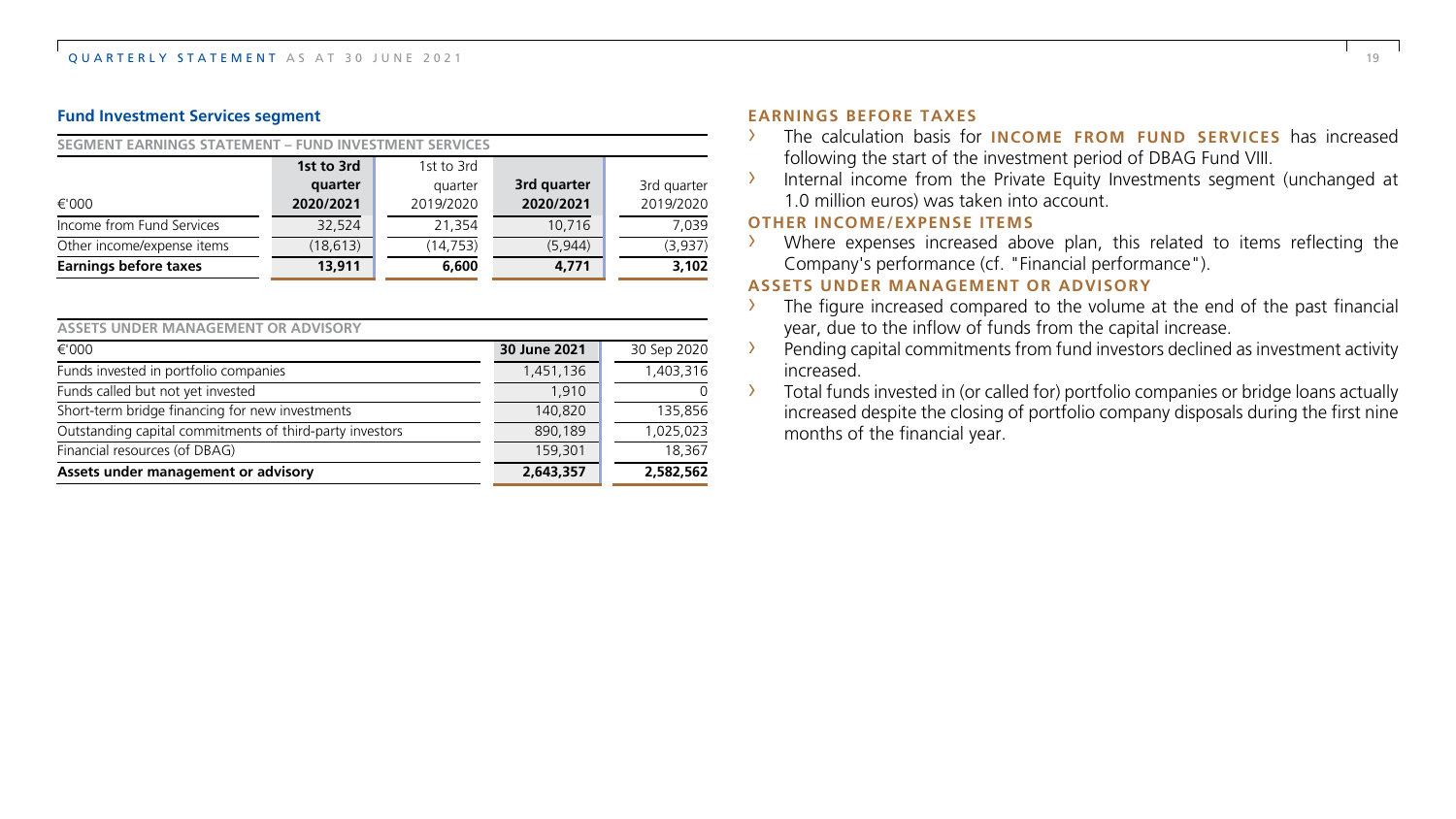## Fund Investment Services segment

**SEGMENT EARNINGS STATEMENT – FUND INVESTMENT SERVICES**

| €'000 | 1st to 3rd quarter 2020/2021 | 1st to 3rd quarter 2019/2020 | 3rd quarter 2020/2021 | 3rd quarter 2019/2020 |
|---|---|---|---|---|
| Income from Fund Services | 32,524 | 21,354 | 10,716 | 7,039 |
| Other income/expense items | (18,613) | (14,753) | (5,944) | (3,937) |
| **Earnings before taxes** | **13,911** | **6,600** | **4,771** | **3,102** |

**ASSETS UNDER MANAGEMENT OR ADVISORY**

| €'000 | 30 June 2021 | 30 Sep 2020 |
|---|---|---|
| Funds invested in portfolio companies | 1,451,136 | 1,403,316 |
| Funds called but not yet invested | 1,910 | 0 |
| Short-term bridge financing for new investments | 140,820 | 135,856 |
| Outstanding capital commitments of third-party investors | 890,189 | 1,025,023 |
| Financial resources (of DBAG) | 159,301 | 18,367 |
| **Assets under management or advisory** | **2,643,357** | **2,582,562** |

### EARNINGS BEFORE TAXES

- The calculation basis for **INCOME FROM FUND SERVICES** has increased following the start of the investment period of DBAG Fund VIII.
- Internal income from the Private Equity Investments segment (unchanged at 1.0 million euros) was taken into account.

### OTHER INCOME/EXPENSE ITEMS

- Where expenses increased above plan, this related to items reflecting the Company's performance (cf. "Financial performance").

### ASSETS UNDER MANAGEMENT OR ADVISORY

- The figure increased compared to the volume at the end of the past financial year, due to the inflow of funds from the capital increase.
- Pending capital commitments from fund investors declined as investment activity increased.
- Total funds invested in (or called for) portfolio companies or bridge loans actually increased despite the closing of portfolio company disposals during the first nine months of the financial year.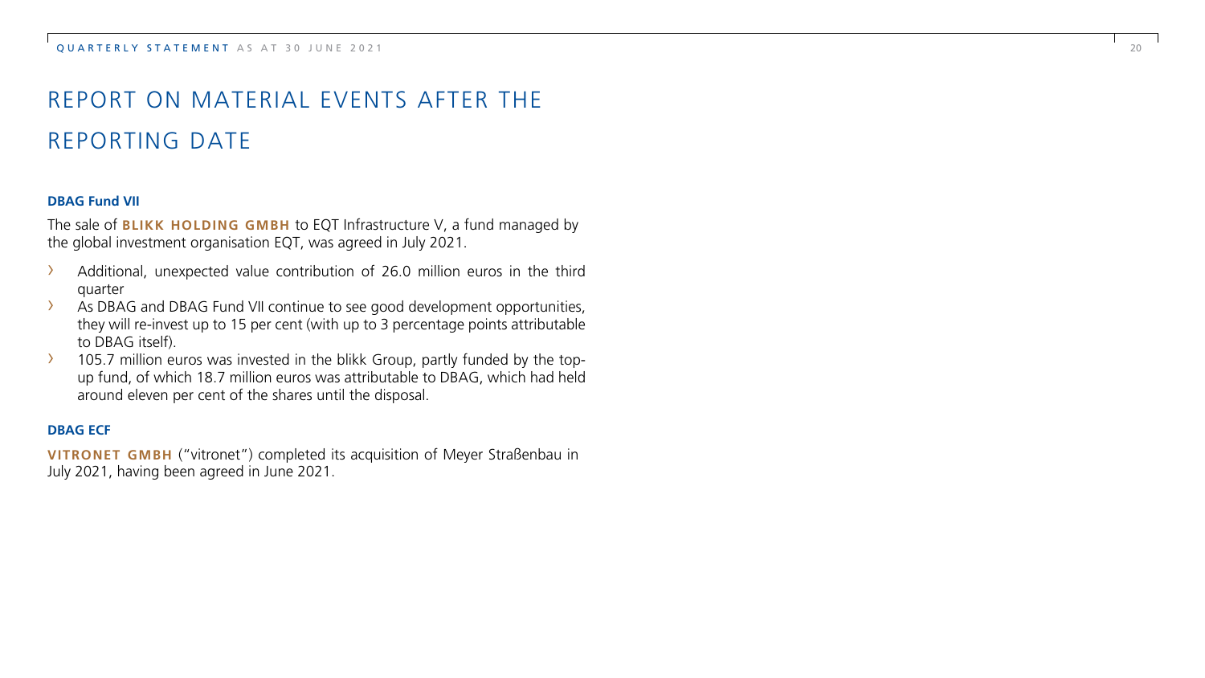# REPORT ON MATERIAL EVENTS AFTER THE REPORTING DATE

**DBAG Fund VII**

The sale of **BLIKK HOLDING GMBH** to EQT Infrastructure V, a fund managed by the global investment organisation EQT, was agreed in July 2021.

- Additional, unexpected value contribution of 26.0 million euros in the third quarter
- As DBAG and DBAG Fund VII continue to see good development opportunities, they will re-invest up to 15 per cent (with up to 3 percentage points attributable to DBAG itself).
- 105.7 million euros was invested in the blikk Group, partly funded by the top-up fund, of which 18.7 million euros was attributable to DBAG, which had held around eleven per cent of the shares until the disposal.

**DBAG ECF**

**VITRONET GMBH** ("vitronet") completed its acquisition of Meyer Straßenbau in July 2021, having been agreed in June 2021.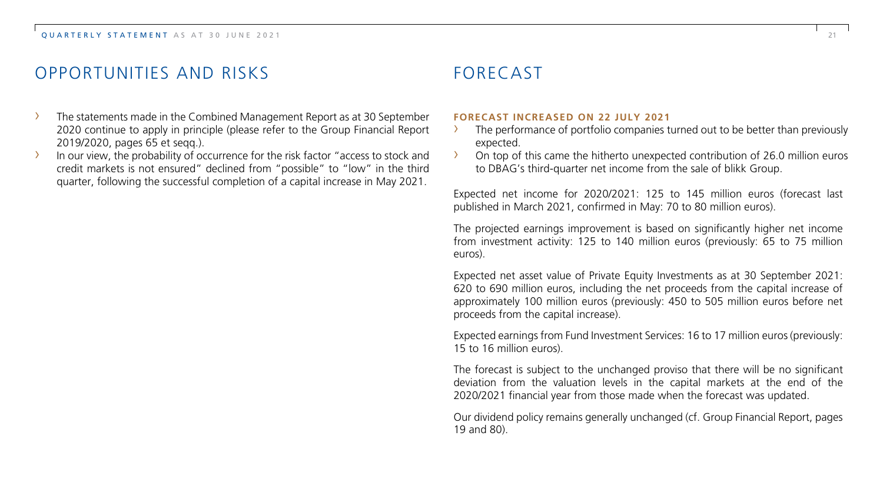# OPPORTUNITIES AND RISKS

- The statements made in the Combined Management Report as at 30 September 2020 continue to apply in principle (please refer to the Group Financial Report 2019/2020, pages 65 et seqq.).
- In our view, the probability of occurrence for the risk factor "access to stock and credit markets is not ensured" declined from "possible" to "low" in the third quarter, following the successful completion of a capital increase in May 2021.

# FORECAST

**FORECAST INCREASED ON 22 JULY 2021**

- The performance of portfolio companies turned out to be better than previously expected.
- On top of this came the hitherto unexpected contribution of 26.0 million euros to DBAG's third-quarter net income from the sale of blikk Group.

Expected net income for 2020/2021: 125 to 145 million euros (forecast last published in March 2021, confirmed in May: 70 to 80 million euros).

The projected earnings improvement is based on significantly higher net income from investment activity: 125 to 140 million euros (previously: 65 to 75 million euros).

Expected net asset value of Private Equity Investments as at 30 September 2021: 620 to 690 million euros, including the net proceeds from the capital increase of approximately 100 million euros (previously: 450 to 505 million euros before net proceeds from the capital increase).

Expected earnings from Fund Investment Services: 16 to 17 million euros (previously: 15 to 16 million euros).

The forecast is subject to the unchanged proviso that there will be no significant deviation from the valuation levels in the capital markets at the end of the 2020/2021 financial year from those made when the forecast was updated.

Our dividend policy remains generally unchanged (cf. Group Financial Report, pages 19 and 80).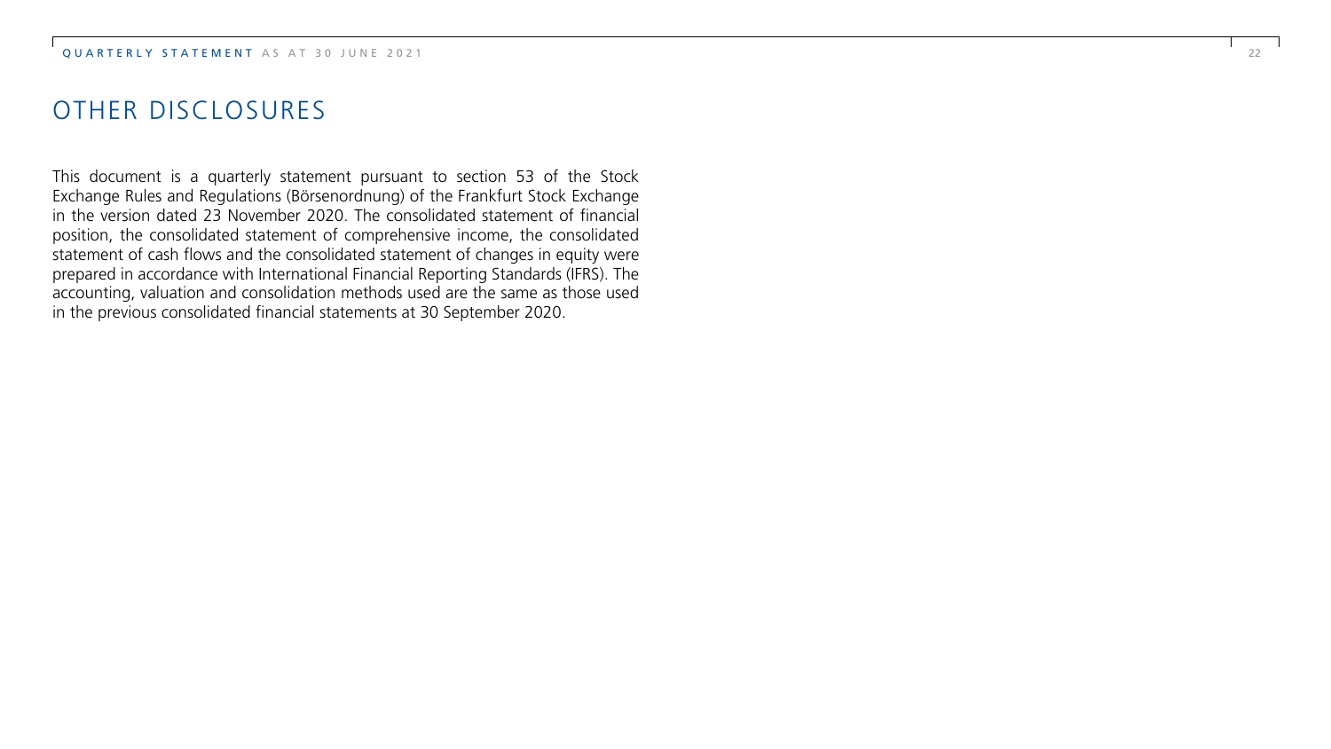# OTHER DISCLOSURES

This document is a quarterly statement pursuant to section 53 of the Stock Exchange Rules and Regulations (Börsenordnung) of the Frankfurt Stock Exchange in the version dated 23 November 2020. The consolidated statement of financial position, the consolidated statement of comprehensive income, the consolidated statement of cash flows and the consolidated statement of changes in equity were prepared in accordance with International Financial Reporting Standards (IFRS). The accounting, valuation and consolidation methods used are the same as those used in the previous consolidated financial statements at 30 September 2020.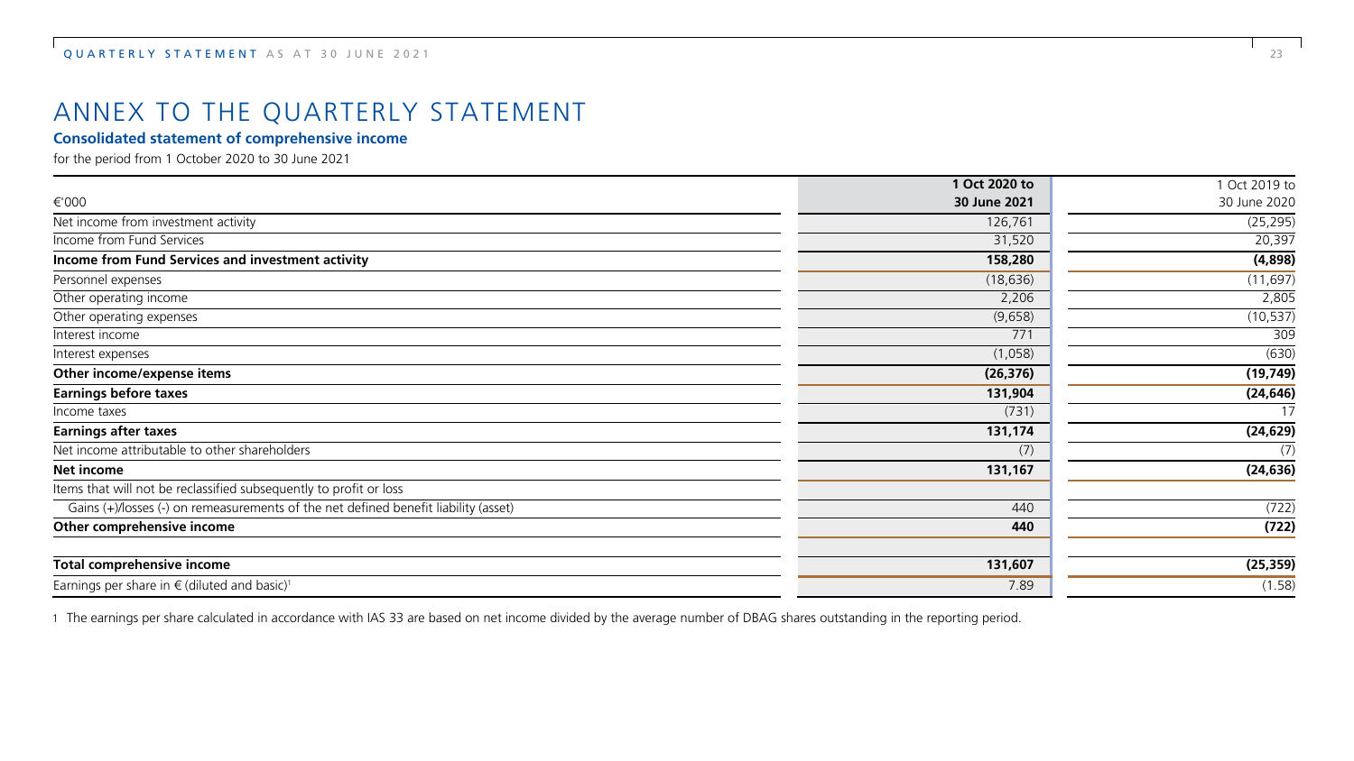# ANNEX TO THE QUARTERLY STATEMENT

### Consolidated statement of comprehensive income

for the period from 1 October 2020 to 30 June 2021

| €'000 | 1 Oct 2020 to 30 June 2021 | 1 Oct 2019 to 30 June 2020 |
|---|---|---|
| Net income from investment activity | 126,761 | (25,295) |
| Income from Fund Services | 31,520 | 20,397 |
| **Income from Fund Services and investment activity** | **158,280** | **(4,898)** |
| Personnel expenses | (18,636) | (11,697) |
| Other operating income | 2,206 | 2,805 |
| Other operating expenses | (9,658) | (10,537) |
| Interest income | 771 | 309 |
| Interest expenses | (1,058) | (630) |
| **Other income/expense items** | **(26,376)** | **(19,749)** |
| **Earnings before taxes** | **131,904** | **(24,646)** |
| Income taxes | (731) | 17 |
| **Earnings after taxes** | **131,174** | **(24,629)** |
| Net income attributable to other shareholders | (7) | (7) |
| **Net income** | **131,167** | **(24,636)** |
| Items that will not be reclassified subsequently to profit or loss | | |
| Gains (+)/losses (-) on remeasurements of the net defined benefit liability (asset) | 440 | (722) |
| **Other comprehensive income** | **440** | **(722)** |
| **Total comprehensive income** | **131,607** | **(25,359)** |
| Earnings per share in € (diluted and basic)[1] | 7.89 | (1.58) |

1 The earnings per share calculated in accordance with IAS 33 are based on net income divided by the average number of DBAG shares outstanding in the reporting period.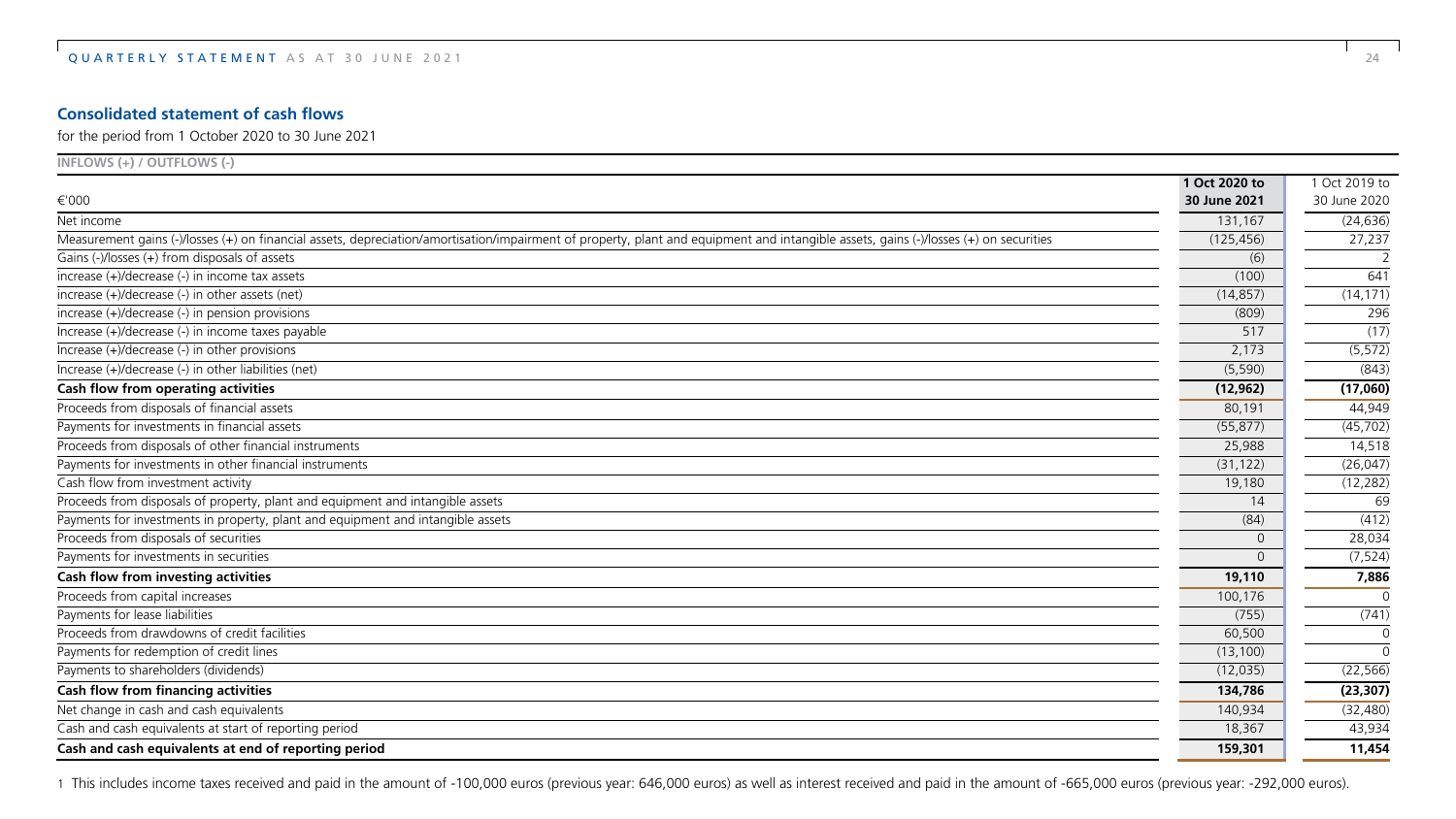## Consolidated statement of cash flows

for the period from 1 October 2020 to 30 June 2021

**INFLOWS (+) / OUTFLOWS (-)**

| €'000 | **1 Oct 2020 to 30 June 2021** | 1 Oct 2019 to 30 June 2020 |
|---|---|---|
| Net income | 131,167 | (24,636) |
| Measurement gains (-)/losses (+) on financial assets, depreciation/amortisation/impairment of property, plant and equipment and intangible assets, gains (-)/losses (+) on securities | (125,456) | 27,237 |
| Gains (-)/losses (+) from disposals of assets | (6) | 2 |
| increase (+)/decrease (-) in income tax assets | (100) | 641 |
| increase (+)/decrease (-) in other assets (net) | (14,857) | (14,171) |
| increase (+)/decrease (-) in pension provisions | (809) | 296 |
| Increase (+)/decrease (-) in income taxes payable | 517 | (17) |
| Increase (+)/decrease (-) in other provisions | 2,173 | (5,572) |
| Increase (+)/decrease (-) in other liabilities (net) | (5,590) | (843) |
| **Cash flow from operating activities** | **(12,962)** | **(17,060)** |
| Proceeds from disposals of financial assets | 80,191 | 44,949 |
| Payments for investments in financial assets | (55,877) | (45,702) |
| Proceeds from disposals of other financial instruments | 25,988 | 14,518 |
| Payments for investments in other financial instruments | (31,122) | (26,047) |
| Cash flow from investment activity | 19,180 | (12,282) |
| Proceeds from disposals of property, plant and equipment and intangible assets | 14 | 69 |
| Payments for investments in property, plant and equipment and intangible assets | (84) | (412) |
| Proceeds from disposals of securities | 0 | 28,034 |
| Payments for investments in securities | 0 | (7,524) |
| **Cash flow from investing activities** | **19,110** | **7,886** |
| Proceeds from capital increases | 100,176 | 0 |
| Payments for lease liabilities | (755) | (741) |
| Proceeds from drawdowns of credit facilities | 60,500 | 0 |
| Payments for redemption of credit lines | (13,100) | 0 |
| Payments to shareholders (dividends) | (12,035) | (22,566) |
| **Cash flow from financing activities** | **134,786** | **(23,307)** |
| Net change in cash and cash equivalents | 140,934 | (32,480) |
| Cash and cash equivalents at start of reporting period | 18,367 | 43,934 |
| **Cash and cash equivalents at end of reporting period** | **159,301** | **11,454** |

1 This includes income taxes received and paid in the amount of -100,000 euros (previous year: 646,000 euros) as well as interest received and paid in the amount of -665,000 euros (previous year: -292,000 euros).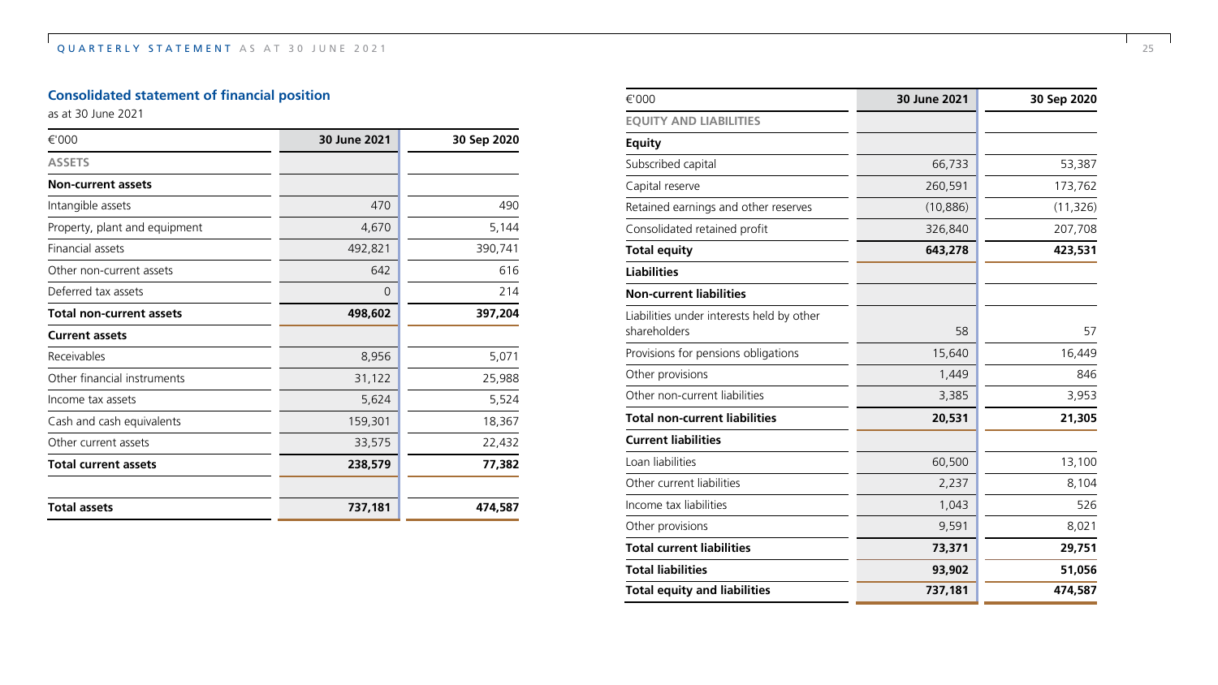## Consolidated statement of financial position

as at 30 June 2021

| €'000 | 30 June 2021 | 30 Sep 2020 |
|---|---|---|
| **ASSETS** | | |
| **Non-current assets** | | |
| Intangible assets | 470 | 490 |
| Property, plant and equipment | 4,670 | 5,144 |
| Financial assets | 492,821 | 390,741 |
| Other non-current assets | 642 | 616 |
| Deferred tax assets | 0 | 214 |
| **Total non-current assets** | **498,602** | **397,204** |
| **Current assets** | | |
| Receivables | 8,956 | 5,071 |
| Other financial instruments | 31,122 | 25,988 |
| Income tax assets | 5,624 | 5,524 |
| Cash and cash equivalents | 159,301 | 18,367 |
| Other current assets | 33,575 | 22,432 |
| **Total current assets** | **238,579** | **77,382** |
| | | |
| **Total assets** | **737,181** | **474,587** |

| €'000 | 30 June 2021 | 30 Sep 2020 |
|---|---|---|
| **EQUITY AND LIABILITIES** | | |
| **Equity** | | |
| Subscribed capital | 66,733 | 53,387 |
| Capital reserve | 260,591 | 173,762 |
| Retained earnings and other reserves | (10,886) | (11,326) |
| Consolidated retained profit | 326,840 | 207,708 |
| **Total equity** | **643,278** | **423,531** |
| **Liabilities** | | |
| **Non-current liabilities** | | |
| Liabilities under interests held by other shareholders | 58 | 57 |
| Provisions for pensions obligations | 15,640 | 16,449 |
| Other provisions | 1,449 | 846 |
| Other non-current liabilities | 3,385 | 3,953 |
| **Total non-current liabilities** | **20,531** | **21,305** |
| **Current liabilities** | | |
| Loan liabilities | 60,500 | 13,100 |
| Other current liabilities | 2,237 | 8,104 |
| Income tax liabilities | 1,043 | 526 |
| Other provisions | 9,591 | 8,021 |
| **Total current liabilities** | **73,371** | **29,751** |
| **Total liabilities** | **93,902** | **51,056** |
| **Total equity and liabilities** | **737,181** | **474,587** |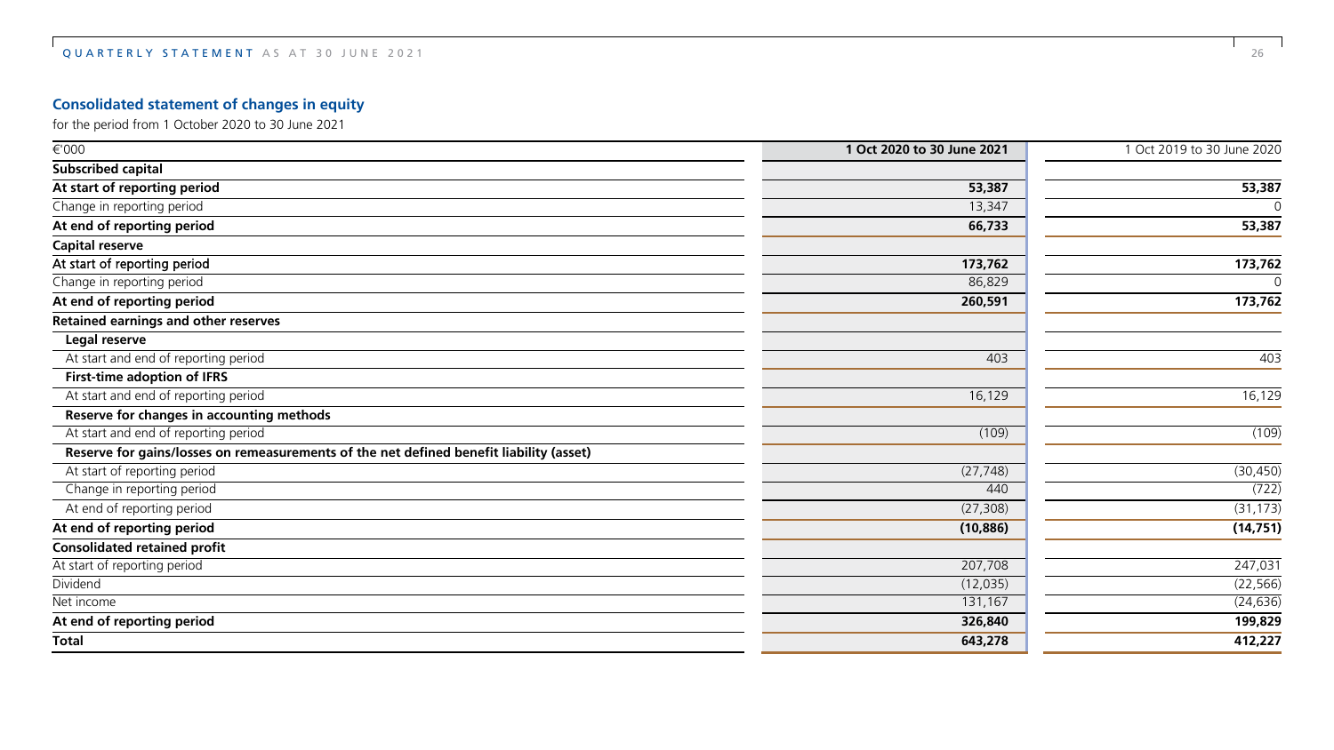## Consolidated statement of changes in equity

for the period from 1 October 2020 to 30 June 2021

| €'000 | 1 Oct 2020 to 30 June 2021 | 1 Oct 2019 to 30 June 2020 |
|---|---|---|
| **Subscribed capital** | | |
| **At start of reporting period** | **53,387** | **53,387** |
| Change in reporting period | 13,347 | 0 |
| **At end of reporting period** | **66,733** | **53,387** |
| **Capital reserve** | | |
| At start of reporting period | 173,762 | 173,762 |
| Change in reporting period | 86,829 | 0 |
| **At end of reporting period** | **260,591** | **173,762** |
| **Retained earnings and other reserves** | | |
| **Legal reserve** | | |
| At start and end of reporting period | 403 | 403 |
| **First-time adoption of IFRS** | | |
| At start and end of reporting period | 16,129 | 16,129 |
| **Reserve for changes in accounting methods** | | |
| At start and end of reporting period | (109) | (109) |
| **Reserve for gains/losses on remeasurements of the net defined benefit liability (asset)** | | |
| At start of reporting period | (27,748) | (30,450) |
| Change in reporting period | 440 | (722) |
| At end of reporting period | (27,308) | (31,173) |
| **At end of reporting period** | **(10,886)** | **(14,751)** |
| **Consolidated retained profit** | | |
| At start of reporting period | 207,708 | 247,031 |
| Dividend | (12,035) | (22,566) |
| Net income | 131,167 | (24,636) |
| **At end of reporting period** | **326,840** | **199,829** |
| **Total** | **643,278** | **412,227** |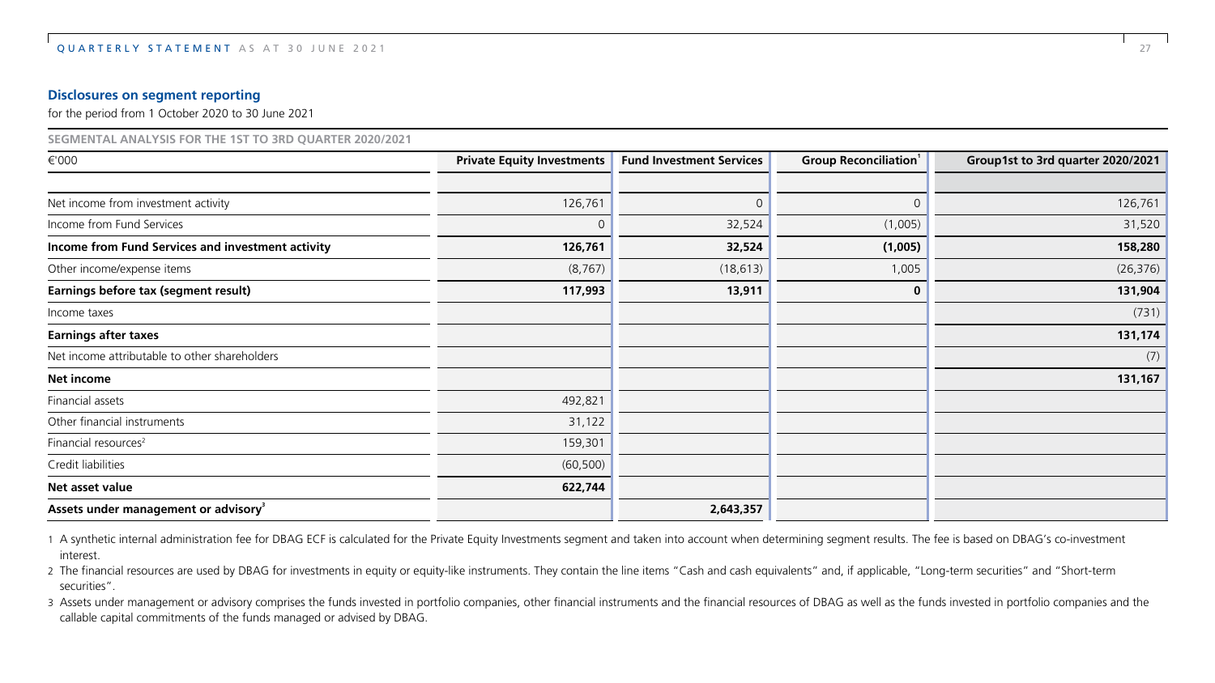## Disclosures on segment reporting

for the period from 1 October 2020 to 30 June 2021

**SEGMENTAL ANALYSIS FOR THE 1ST TO 3RD QUARTER 2020/2021**

| €'000 | Private Equity Investments | Fund Investment Services | Group Reconciliation[1] | Group1st to 3rd quarter 2020/2021 |
|---|---|---|---|---|
| Net income from investment activity | 126,761 | 0 | 0 | 126,761 |
| Income from Fund Services | 0 | 32,524 | (1,005) | 31,520 |
| **Income from Fund Services and investment activity** | **126,761** | **32,524** | **(1,005)** | **158,280** |
| Other income/expense items | (8,767) | (18,613) | 1,005 | (26,376) |
| **Earnings before tax (segment result)** | **117,993** | **13,911** | **0** | **131,904** |
| Income taxes | | | | (731) |
| **Earnings after taxes** | | | | **131,174** |
| Net income attributable to other shareholders | | | | (7) |
| **Net income** | | | | **131,167** |
| Financial assets | 492,821 | | | |
| Other financial instruments | 31,122 | | | |
| Financial resources[2] | 159,301 | | | |
| Credit liabilities | (60,500) | | | |
| **Net asset value** | **622,744** | | | |
| **Assets under management or advisory[3]** | | **2,643,357** | | |

1 A synthetic internal administration fee for DBAG ECF is calculated for the Private Equity Investments segment and taken into account when determining segment results. The fee is based on DBAG's co-investment interest.

2 The financial resources are used by DBAG for investments in equity or equity-like instruments. They contain the line items "Cash and cash equivalents" and, if applicable, "Long-term securities" and "Short-term securities".

3 Assets under management or advisory comprises the funds invested in portfolio companies, other financial instruments and the financial resources of DBAG as well as the funds invested in portfolio companies and the callable capital commitments of the funds managed or advised by DBAG.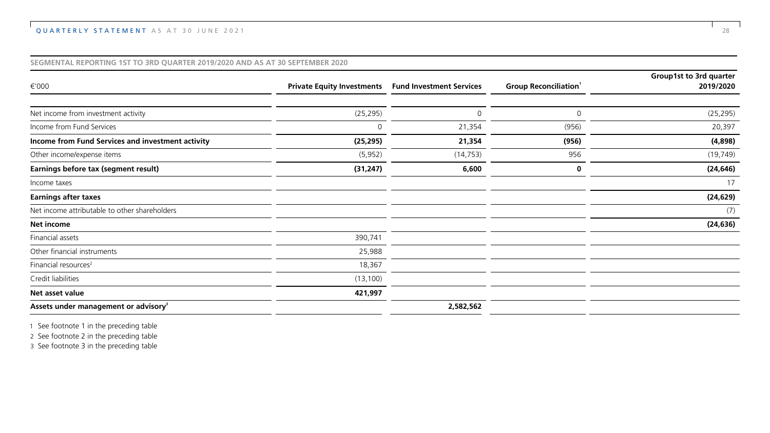**SEGMENTAL REPORTING 1ST TO 3RD QUARTER 2019/2020 AND AS AT 30 SEPTEMBER 2020**

| €'000 | Private Equity Investments | Fund Investment Services | Group Reconciliation[1] | Group1st to 3rd quarter 2019/2020 |
|---|---|---|---|---|
| Net income from investment activity | (25,295) | 0 | 0 | (25,295) |
| Income from Fund Services | 0 | 21,354 | (956) | 20,397 |
| **Income from Fund Services and investment activity** | **(25,295)** | **21,354** | **(956)** | **(4,898)** |
| Other income/expense items | (5,952) | (14,753) | 956 | (19,749) |
| **Earnings before tax (segment result)** | **(31,247)** | **6,600** | **0** | **(24,646)** |
| Income taxes | | | | 17 |
| **Earnings after taxes** | | | | **(24,629)** |
| Net income attributable to other shareholders | | | | (7) |
| **Net income** | | | | **(24,636)** |
| Financial assets | 390,741 | | | |
| Other financial instruments | 25,988 | | | |
| Financial resources[2] | 18,367 | | | |
| Credit liabilities | (13,100) | | | |
| **Net asset value** | **421,997** | | | |
| **Assets under management or advisory[3]** | | **2,582,562** | | |

1 See footnote 1 in the preceding table
2 See footnote 2 in the preceding table
3 See footnote 3 in the preceding table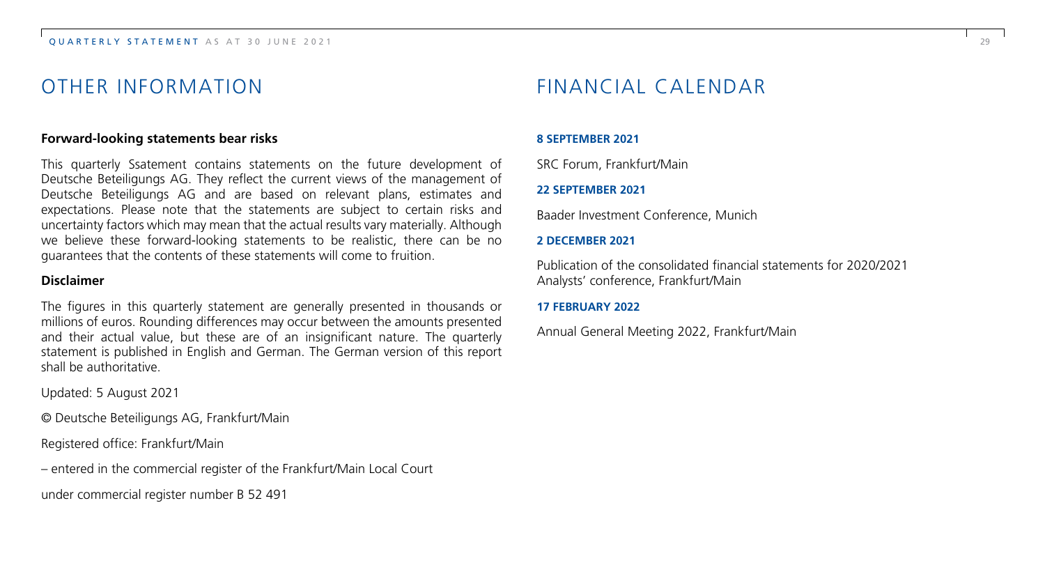# OTHER INFORMATION

**Forward-looking statements bear risks**

This quarterly Ssatement contains statements on the future development of Deutsche Beteiligungs AG. They reflect the current views of the management of Deutsche Beteiligungs AG and are based on relevant plans, estimates and expectations. Please note that the statements are subject to certain risks and uncertainty factors which may mean that the actual results vary materially. Although we believe these forward-looking statements to be realistic, there can be no guarantees that the contents of these statements will come to fruition.

**Disclaimer**

The figures in this quarterly statement are generally presented in thousands or millions of euros. Rounding differences may occur between the amounts presented and their actual value, but these are of an insignificant nature. The quarterly statement is published in English and German. The German version of this report shall be authoritative.

Updated: 5 August 2021

© Deutsche Beteiligungs AG, Frankfurt/Main

Registered office: Frankfurt/Main

– entered in the commercial register of the Frankfurt/Main Local Court

under commercial register number B 52 491

# FINANCIAL CALENDAR

**8 SEPTEMBER 2021**

SRC Forum, Frankfurt/Main

**22 SEPTEMBER 2021**

Baader Investment Conference, Munich

**2 DECEMBER 2021**

Publication of the consolidated financial statements for 2020/2021
Analysts' conference, Frankfurt/Main

**17 FEBRUARY 2022**

Annual General Meeting 2022, Frankfurt/Main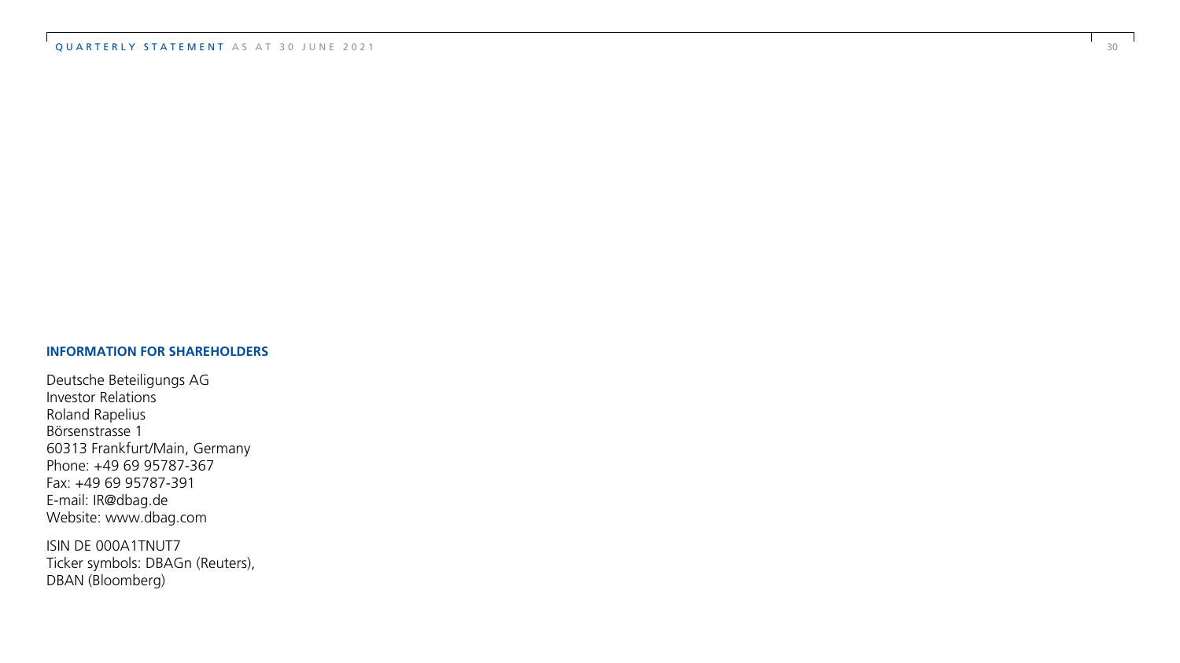## INFORMATION FOR SHAREHOLDERS

Deutsche Beteiligungs AG
Investor Relations
Roland Rapelius
Börsenstrasse 1
60313 Frankfurt/Main, Germany
Phone: +49 69 95787-367
Fax: +49 69 95787-391
E-mail: IR@dbag.de
Website: www.dbag.com

ISIN DE 000A1TNUT7
Ticker symbols: DBAGn (Reuters), DBAN (Bloomberg)